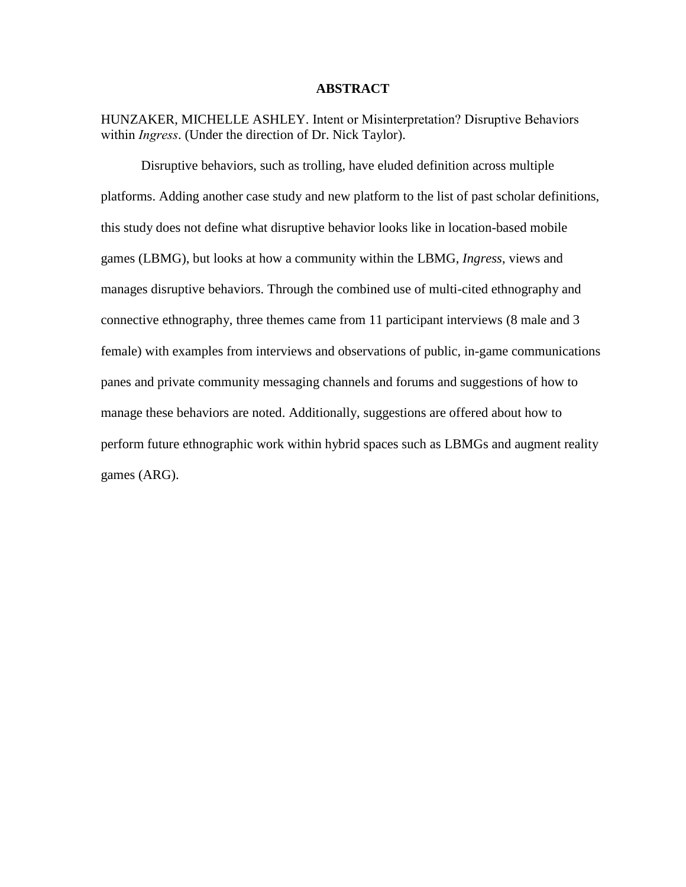# ABSTRACT

HUNZAKER, MICHELLE ASHLEY. Intent or Misinterpretation? Disruptive Behaviors within *Ingress*. (Under the direction of Dr. Nick Taylor).

Disruptive behaviors, such as trolling, have eluded definition across multiple platforms. Adding another case study and new platform to the list of past scholar definitions, this study does not define what disruptive behavior looks like in location-based mobile games (LBMG), but looks at how a community within the LBMG, *Ingress*, views and manages disruptive behaviors. Through the combined use of multi-cited ethnography and connective ethnography, three themes came from 11 participant interviews (8 male and 3 female) with examples from interviews and observations of public, in-game communications panes and private community messaging channels and forums and suggestions of how to manage these behaviors are noted. Additionally, suggestions are offered about how to perform future ethnographic work within hybrid spaces such as LBMGs and augment reality games (ARG).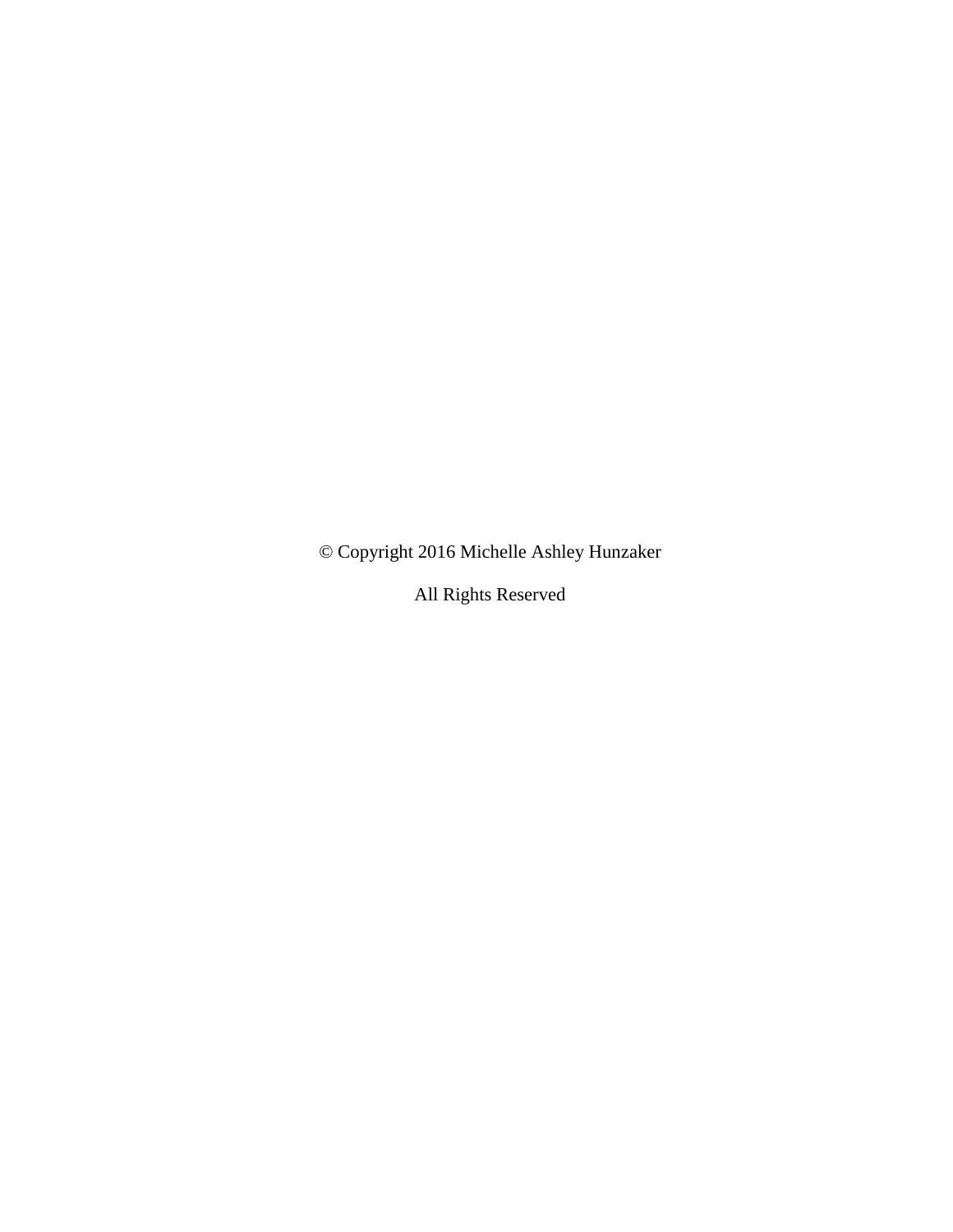© Copyright 2016 Michelle Ashley Hunzaker

All Rights Reserved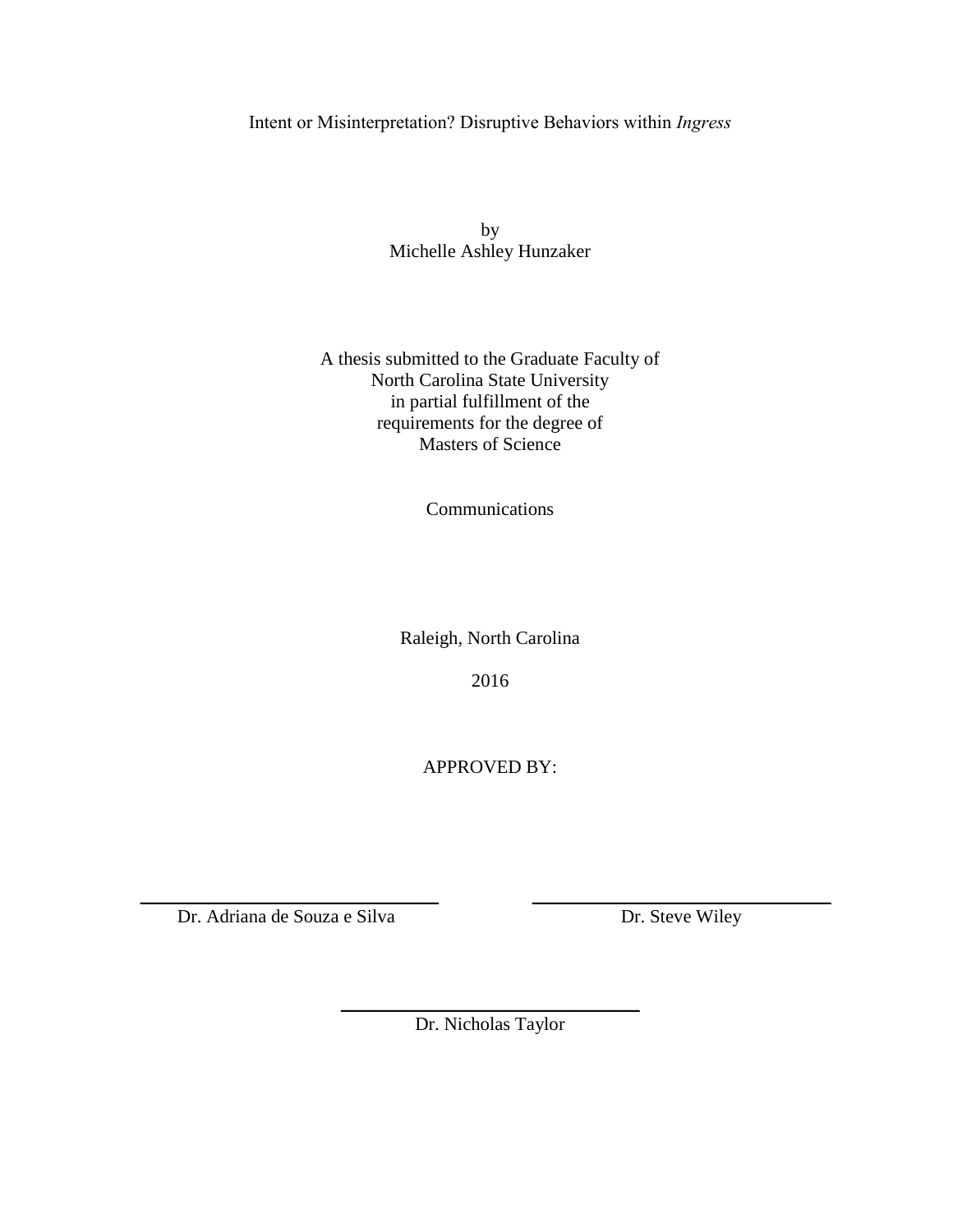Intent or Misinterpretation? Disruptive Behaviors within *Ingress*

by
Michelle Ashley Hunzaker

A thesis submitted to the Graduate Faculty of
North Carolina State University
in partial fulfillment of the
requirements for the degree of
Masters of Science

Communications

Raleigh, North Carolina

2016

APPROVED BY:

_______________________________
Dr. Adriana de Souza e Silva

_______________________________
Dr. Steve Wiley

_______________________________
Dr. Nicholas Taylor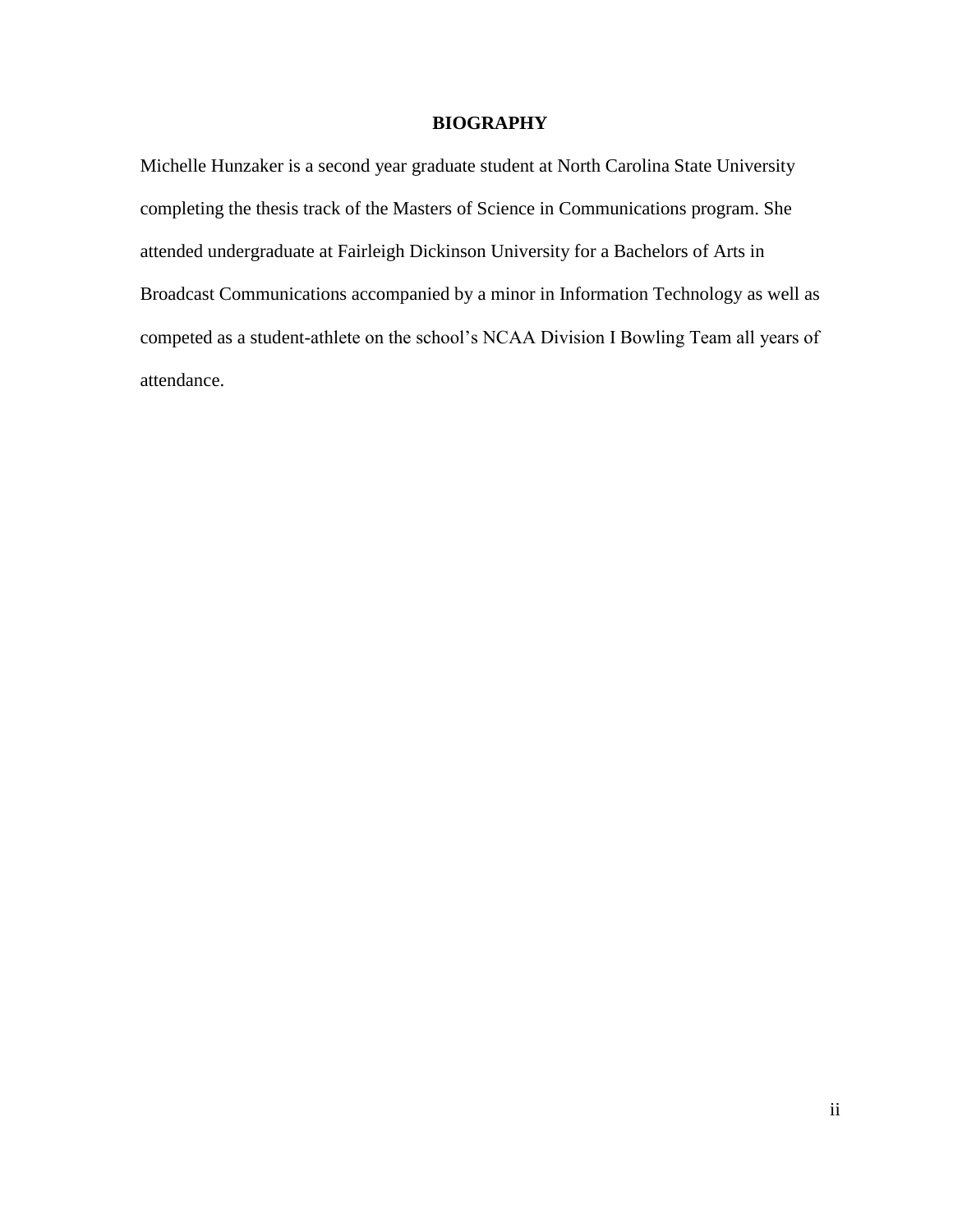## BIOGRAPHY

Michelle Hunzaker is a second year graduate student at North Carolina State University completing the thesis track of the Masters of Science in Communications program. She attended undergraduate at Fairleigh Dickinson University for a Bachelors of Arts in Broadcast Communications accompanied by a minor in Information Technology as well as competed as a student-athlete on the school's NCAA Division I Bowling Team all years of attendance.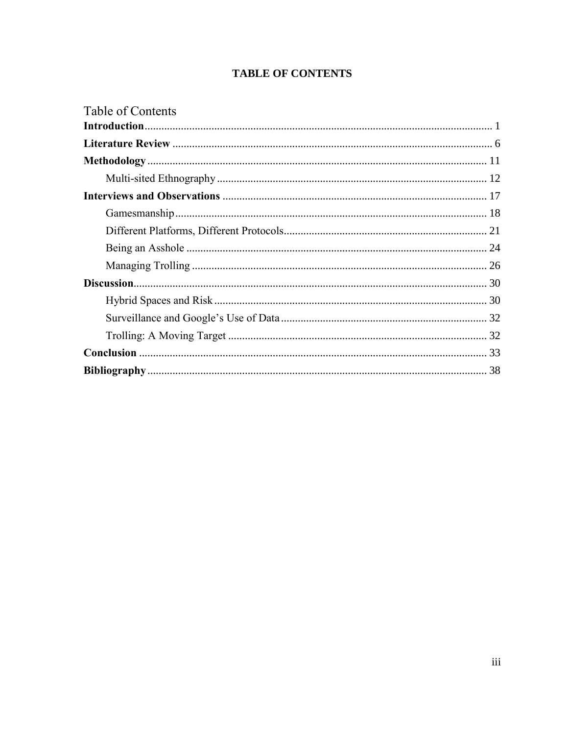# TABLE OF CONTENTS

## Table of Contents

**Introduction** ... 1

**Literature Review** ... 6

**Methodology** ... 11

- Multi-sited Ethnography ... 12

**Interviews and Observations** ... 17

- Gamesmanship ... 18
- Different Platforms, Different Protocols ... 21
- Being an Asshole ... 24
- Managing Trolling ... 26

**Discussion** ... 30

- Hybrid Spaces and Risk ... 30
- Surveillance and Google's Use of Data ... 32
- Trolling: A Moving Target ... 32

**Conclusion** ... 33

**Bibliography** ... 38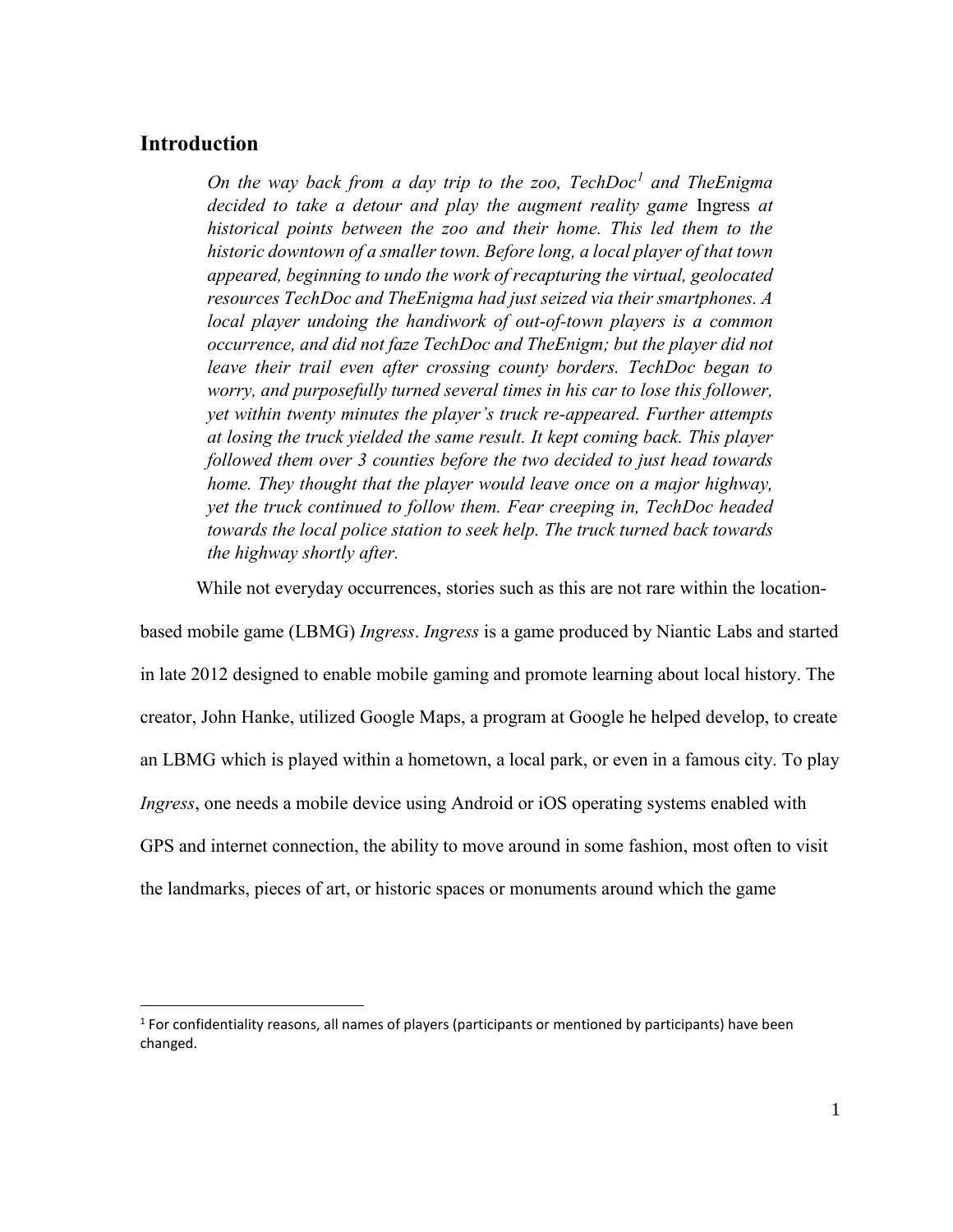## Introduction

> *On the way back from a day trip to the zoo, TechDoc[1] and TheEnigma decided to take a detour and play the augment reality game* Ingress *at historical points between the zoo and their home. This led them to the historic downtown of a smaller town. Before long, a local player of that town appeared, beginning to undo the work of recapturing the virtual, geolocated resources TechDoc and TheEnigma had just seized via their smartphones. A local player undoing the handiwork of out-of-town players is a common occurrence, and did not faze TechDoc and TheEnigm; but the player did not leave their trail even after crossing county borders. TechDoc began to worry, and purposefully turned several times in his car to lose this follower, yet within twenty minutes the player's truck re-appeared. Further attempts at losing the truck yielded the same result. It kept coming back. This player followed them over 3 counties before the two decided to just head towards home. They thought that the player would leave once on a major highway, yet the truck continued to follow them. Fear creeping in, TechDoc headed towards the local police station to seek help. The truck turned back towards the highway shortly after.*

While not everyday occurrences, stories such as this are not rare within the location-based mobile game (LBMG) *Ingress*. *Ingress* is a game produced by Niantic Labs and started in late 2012 designed to enable mobile gaming and promote learning about local history. The creator, John Hanke, utilized Google Maps, a program at Google he helped develop, to create an LBMG which is played within a hometown, a local park, or even in a famous city. To play *Ingress*, one needs a mobile device using Android or iOS operating systems enabled with GPS and internet connection, the ability to move around in some fashion, most often to visit the landmarks, pieces of art, or historic spaces or monuments around which the game

[1] For confidentiality reasons, all names of players (participants or mentioned by participants) have been changed.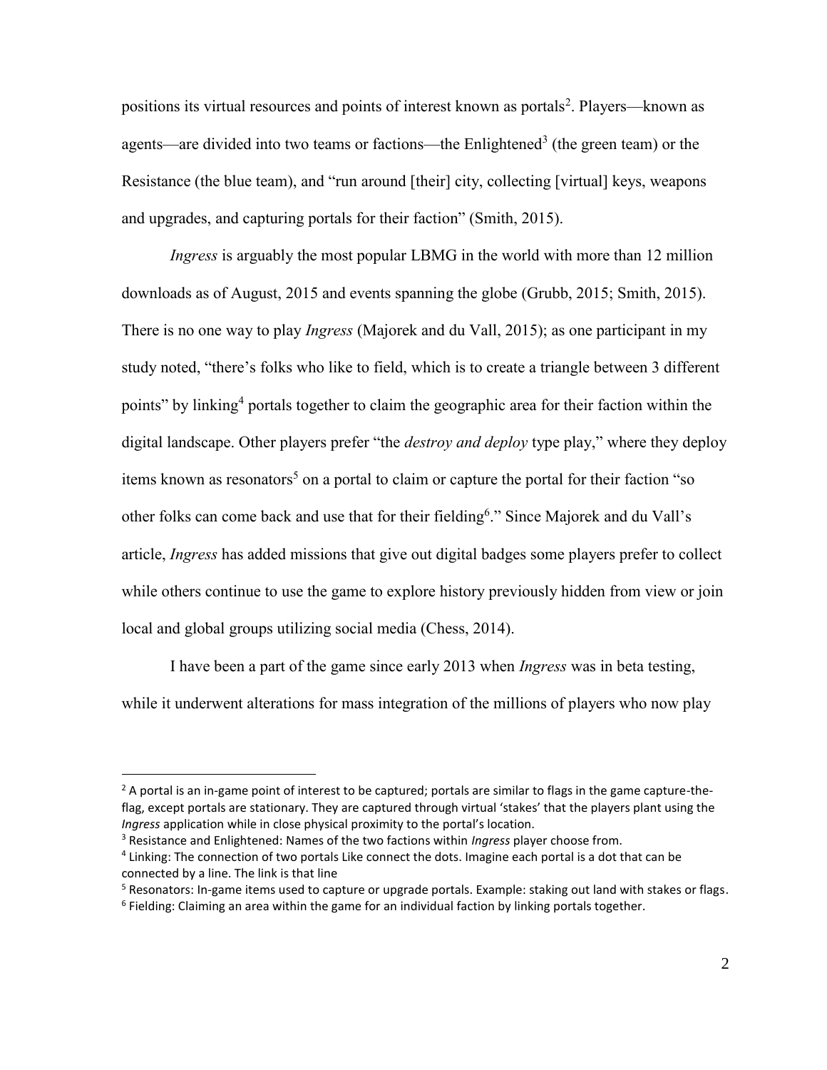positions its virtual resources and points of interest known as portals[2]. Players—known as agents—are divided into two teams or factions—the Enlightened[3] (the green team) or the Resistance (the blue team), and "run around [their] city, collecting [virtual] keys, weapons and upgrades, and capturing portals for their faction" (Smith, 2015).

*Ingress* is arguably the most popular LBMG in the world with more than 12 million downloads as of August, 2015 and events spanning the globe (Grubb, 2015; Smith, 2015). There is no one way to play *Ingress* (Majorek and du Vall, 2015); as one participant in my study noted, "there's folks who like to field, which is to create a triangle between 3 different points" by linking[4] portals together to claim the geographic area for their faction within the digital landscape. Other players prefer "the *destroy and deploy* type play," where they deploy items known as resonators[5] on a portal to claim or capture the portal for their faction "so other folks can come back and use that for their fielding[6]." Since Majorek and du Vall's article, *Ingress* has added missions that give out digital badges some players prefer to collect while others continue to use the game to explore history previously hidden from view or join local and global groups utilizing social media (Chess, 2014).

I have been a part of the game since early 2013 when *Ingress* was in beta testing, while it underwent alterations for mass integration of the millions of players who now play

---

[2] A portal is an in-game point of interest to be captured; portals are similar to flags in the game capture-the-flag, except portals are stationary. They are captured through virtual 'stakes' that the players plant using the *Ingress* application while in close physical proximity to the portal's location.

[3] Resistance and Enlightened: Names of the two factions within *Ingress* player choose from.

[4] Linking: The connection of two portals Like connect the dots. Imagine each portal is a dot that can be connected by a line. The link is that line

[5] Resonators: In-game items used to capture or upgrade portals. Example: staking out land with stakes or flags.

[6] Fielding: Claiming an area within the game for an individual faction by linking portals together.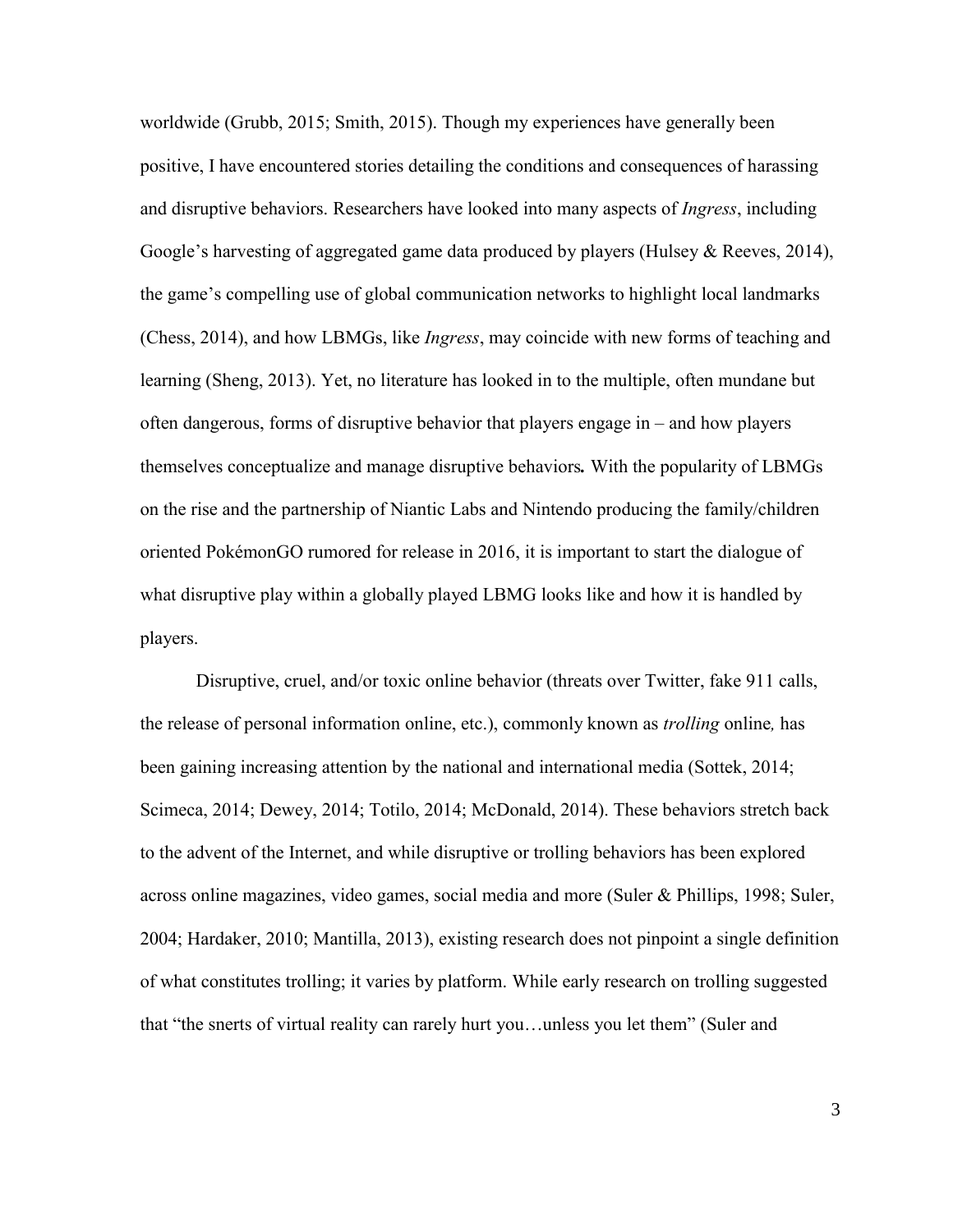worldwide (Grubb, 2015; Smith, 2015). Though my experiences have generally been positive, I have encountered stories detailing the conditions and consequences of harassing and disruptive behaviors. Researchers have looked into many aspects of *Ingress*, including Google's harvesting of aggregated game data produced by players (Hulsey & Reeves, 2014), the game's compelling use of global communication networks to highlight local landmarks (Chess, 2014), and how LBMGs, like *Ingress*, may coincide with new forms of teaching and learning (Sheng, 2013). Yet, no literature has looked in to the multiple, often mundane but often dangerous, forms of disruptive behavior that players engage in – and how players themselves conceptualize and manage disruptive behaviors**.** With the popularity of LBMGs on the rise and the partnership of Niantic Labs and Nintendo producing the family/children oriented PokémonGO rumored for release in 2016, it is important to start the dialogue of what disruptive play within a globally played LBMG looks like and how it is handled by players.

Disruptive, cruel, and/or toxic online behavior (threats over Twitter, fake 911 calls, the release of personal information online, etc.), commonly known as *trolling* online*,* has been gaining increasing attention by the national and international media (Sottek, 2014; Scimeca, 2014; Dewey, 2014; Totilo, 2014; McDonald, 2014). These behaviors stretch back to the advent of the Internet, and while disruptive or trolling behaviors has been explored across online magazines, video games, social media and more (Suler & Phillips, 1998; Suler, 2004; Hardaker, 2010; Mantilla, 2013), existing research does not pinpoint a single definition of what constitutes trolling; it varies by platform. While early research on trolling suggested that "the snerts of virtual reality can rarely hurt you…unless you let them" (Suler and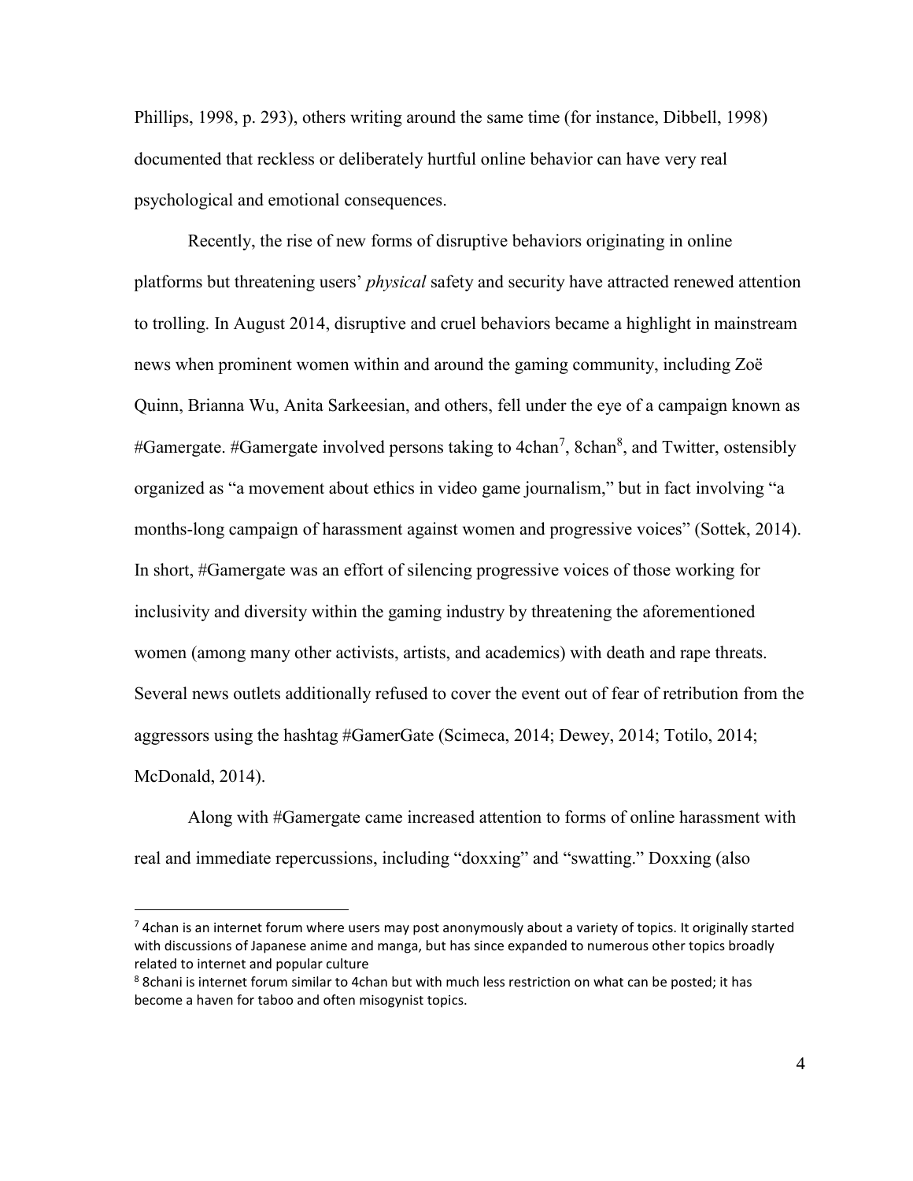Phillips, 1998, p. 293), others writing around the same time (for instance, Dibbell, 1998) documented that reckless or deliberately hurtful online behavior can have very real psychological and emotional consequences.

Recently, the rise of new forms of disruptive behaviors originating in online platforms but threatening users' *physical* safety and security have attracted renewed attention to trolling. In August 2014, disruptive and cruel behaviors became a highlight in mainstream news when prominent women within and around the gaming community, including Zoë Quinn, Brianna Wu, Anita Sarkeesian, and others, fell under the eye of a campaign known as #Gamergate. #Gamergate involved persons taking to 4chan[7], 8chan[8], and Twitter, ostensibly organized as "a movement about ethics in video game journalism," but in fact involving "a months-long campaign of harassment against women and progressive voices" (Sottek, 2014). In short, #Gamergate was an effort of silencing progressive voices of those working for inclusivity and diversity within the gaming industry by threatening the aforementioned women (among many other activists, artists, and academics) with death and rape threats. Several news outlets additionally refused to cover the event out of fear of retribution from the aggressors using the hashtag #GamerGate (Scimeca, 2014; Dewey, 2014; Totilo, 2014; McDonald, 2014).

Along with #Gamergate came increased attention to forms of online harassment with real and immediate repercussions, including "doxxing" and "swatting." Doxxing (also

---

[7] 4chan is an internet forum where users may post anonymously about a variety of topics. It originally started with discussions of Japanese anime and manga, but has since expanded to numerous other topics broadly related to internet and popular culture

[8] 8chani is internet forum similar to 4chan but with much less restriction on what can be posted; it has become a haven for taboo and often misogynist topics.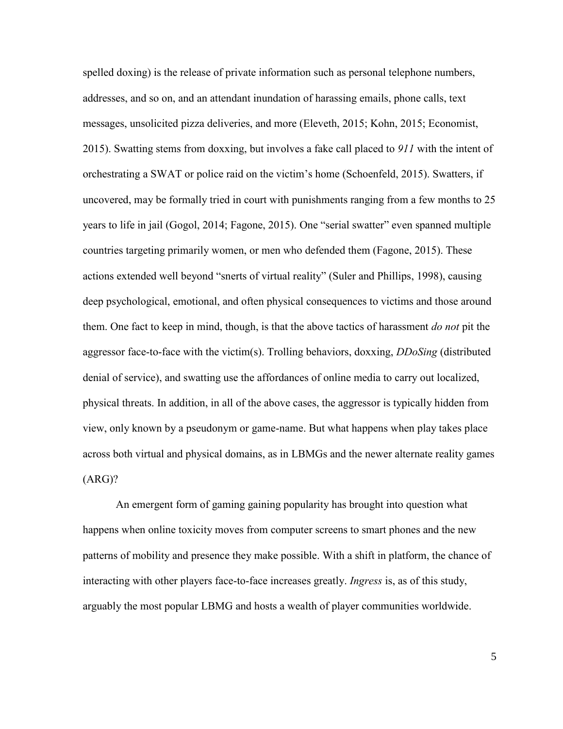spelled doxing) is the release of private information such as personal telephone numbers, addresses, and so on, and an attendant inundation of harassing emails, phone calls, text messages, unsolicited pizza deliveries, and more (Eleveth, 2015; Kohn, 2015; Economist, 2015). Swatting stems from doxxing, but involves a fake call placed to *911* with the intent of orchestrating a SWAT or police raid on the victim's home (Schoenfeld, 2015). Swatters, if uncovered, may be formally tried in court with punishments ranging from a few months to 25 years to life in jail (Gogol, 2014; Fagone, 2015). One "serial swatter" even spanned multiple countries targeting primarily women, or men who defended them (Fagone, 2015). These actions extended well beyond "snerts of virtual reality" (Suler and Phillips, 1998), causing deep psychological, emotional, and often physical consequences to victims and those around them. One fact to keep in mind, though, is that the above tactics of harassment *do not* pit the aggressor face-to-face with the victim(s). Trolling behaviors, doxxing, *DDoSing* (distributed denial of service), and swatting use the affordances of online media to carry out localized, physical threats. In addition, in all of the above cases, the aggressor is typically hidden from view, only known by a pseudonym or game-name. But what happens when play takes place across both virtual and physical domains, as in LBMGs and the newer alternate reality games (ARG)?

An emergent form of gaming gaining popularity has brought into question what happens when online toxicity moves from computer screens to smart phones and the new patterns of mobility and presence they make possible. With a shift in platform, the chance of interacting with other players face-to-face increases greatly. *Ingress* is, as of this study, arguably the most popular LBMG and hosts a wealth of player communities worldwide.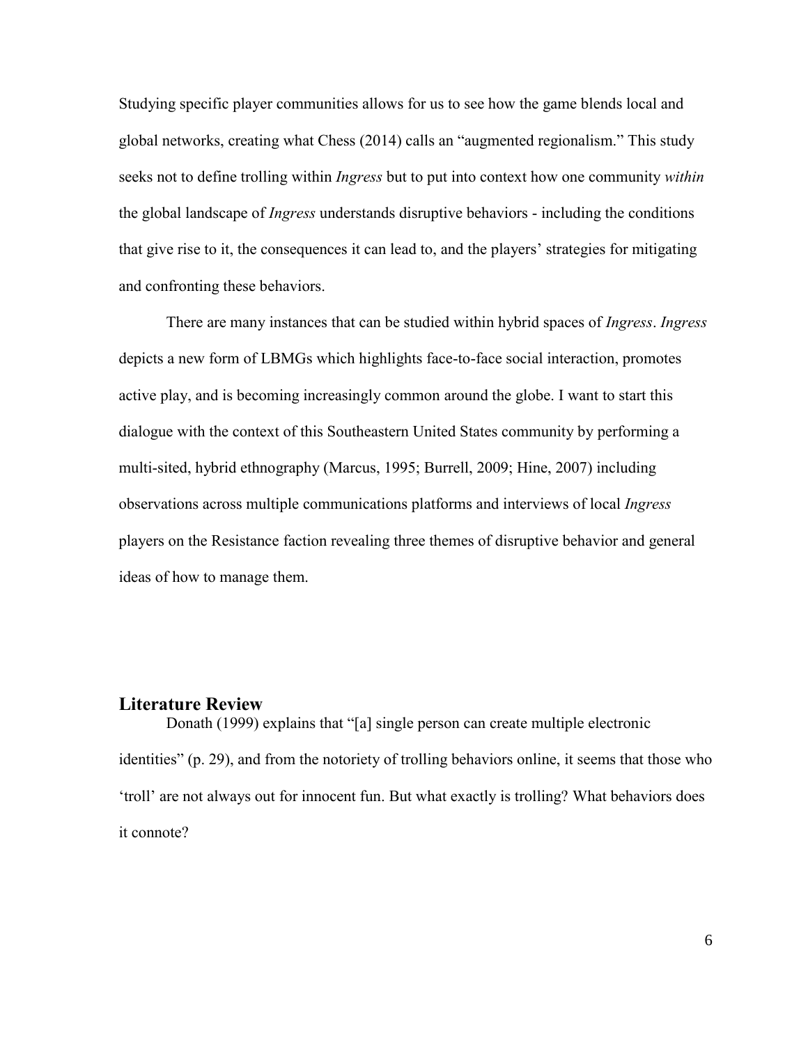Studying specific player communities allows for us to see how the game blends local and global networks, creating what Chess (2014) calls an "augmented regionalism." This study seeks not to define trolling within *Ingress* but to put into context how one community *within* the global landscape of *Ingress* understands disruptive behaviors - including the conditions that give rise to it, the consequences it can lead to, and the players' strategies for mitigating and confronting these behaviors.

There are many instances that can be studied within hybrid spaces of *Ingress*. *Ingress* depicts a new form of LBMGs which highlights face-to-face social interaction, promotes active play, and is becoming increasingly common around the globe. I want to start this dialogue with the context of this Southeastern United States community by performing a multi-sited, hybrid ethnography (Marcus, 1995; Burrell, 2009; Hine, 2007) including observations across multiple communications platforms and interviews of local *Ingress* players on the Resistance faction revealing three themes of disruptive behavior and general ideas of how to manage them.

## Literature Review

Donath (1999) explains that "[a] single person can create multiple electronic identities" (p. 29), and from the notoriety of trolling behaviors online, it seems that those who 'troll' are not always out for innocent fun. But what exactly is trolling? What behaviors does it connote?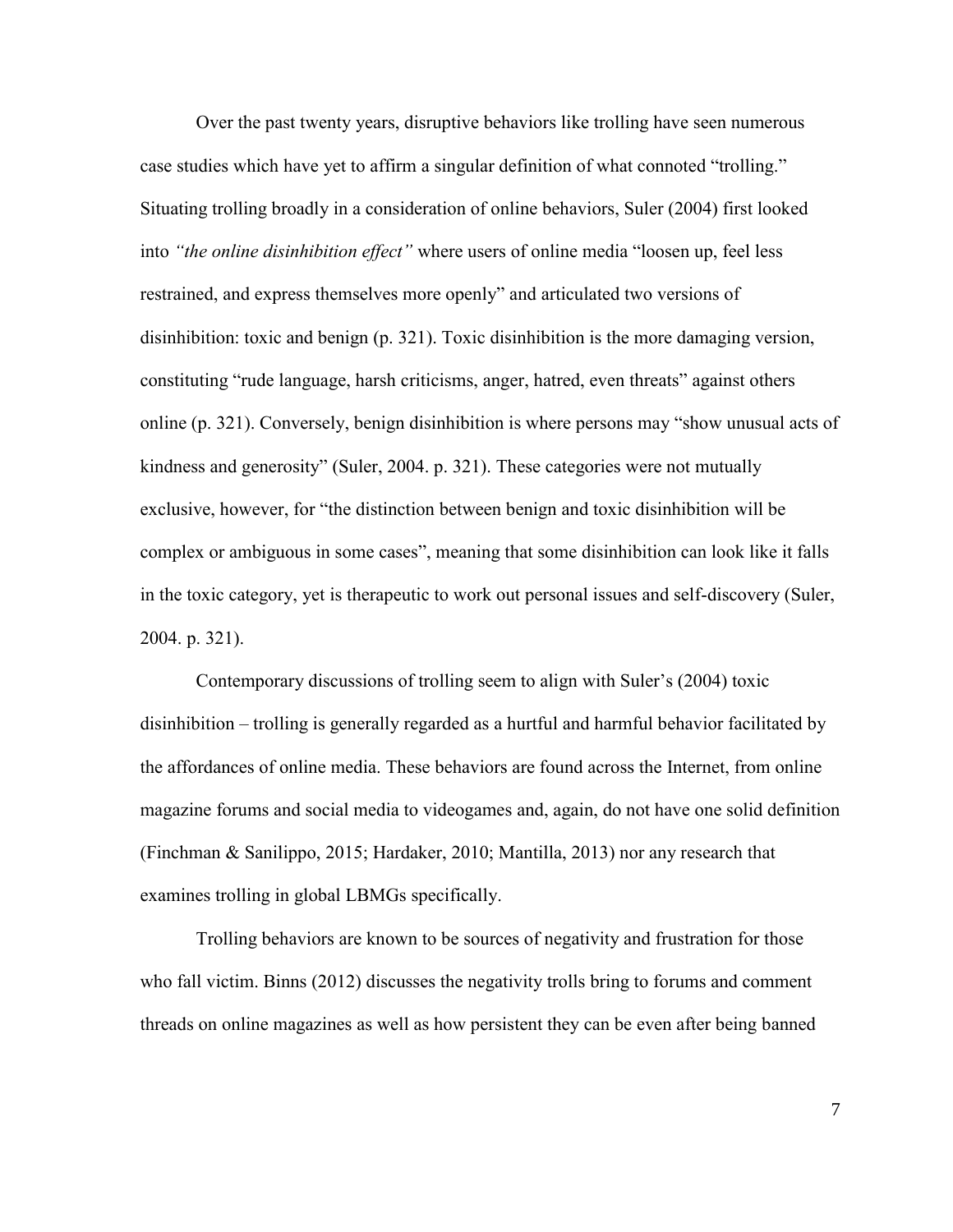Over the past twenty years, disruptive behaviors like trolling have seen numerous case studies which have yet to affirm a singular definition of what connoted "trolling." Situating trolling broadly in a consideration of online behaviors, Suler (2004) first looked into *"the online disinhibition effect"* where users of online media "loosen up, feel less restrained, and express themselves more openly" and articulated two versions of disinhibition: toxic and benign (p. 321). Toxic disinhibition is the more damaging version, constituting "rude language, harsh criticisms, anger, hatred, even threats" against others online (p. 321). Conversely, benign disinhibition is where persons may "show unusual acts of kindness and generosity" (Suler, 2004. p. 321). These categories were not mutually exclusive, however, for "the distinction between benign and toxic disinhibition will be complex or ambiguous in some cases", meaning that some disinhibition can look like it falls in the toxic category, yet is therapeutic to work out personal issues and self-discovery (Suler, 2004. p. 321).

Contemporary discussions of trolling seem to align with Suler's (2004) toxic disinhibition – trolling is generally regarded as a hurtful and harmful behavior facilitated by the affordances of online media. These behaviors are found across the Internet, from online magazine forums and social media to videogames and, again, do not have one solid definition (Finchman & Sanilippo, 2015; Hardaker, 2010; Mantilla, 2013) nor any research that examines trolling in global LBMGs specifically.

Trolling behaviors are known to be sources of negativity and frustration for those who fall victim. Binns (2012) discusses the negativity trolls bring to forums and comment threads on online magazines as well as how persistent they can be even after being banned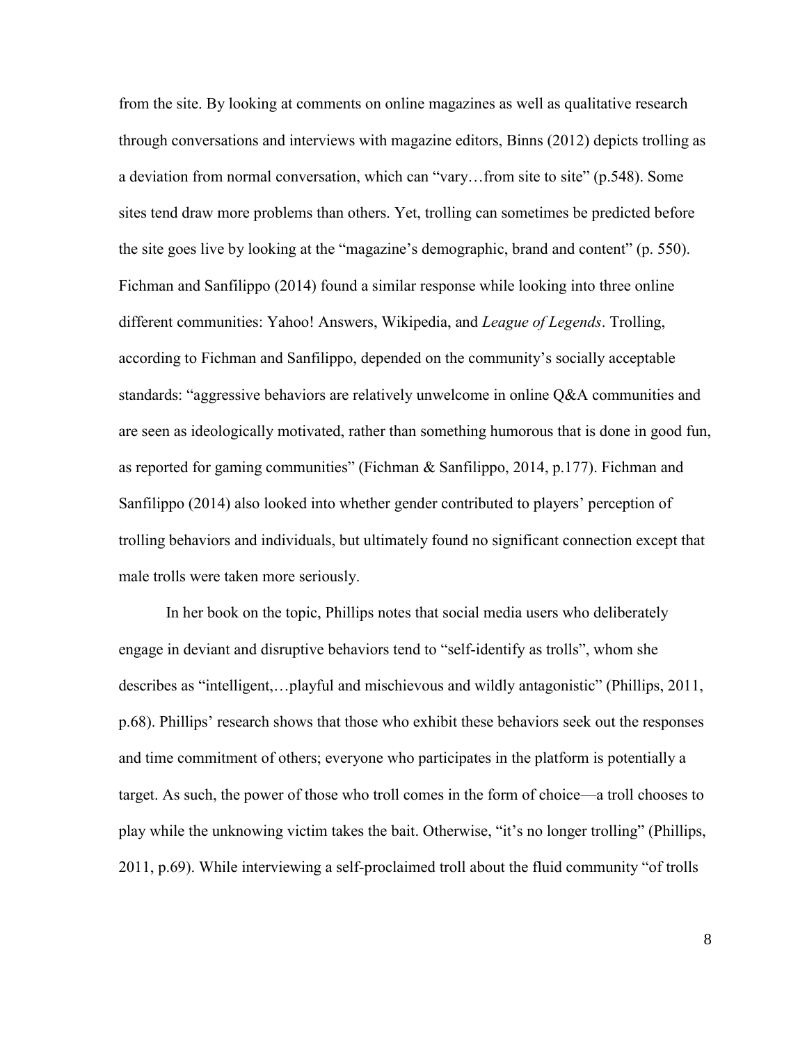from the site. By looking at comments on online magazines as well as qualitative research through conversations and interviews with magazine editors, Binns (2012) depicts trolling as a deviation from normal conversation, which can "vary…from site to site" (p.548). Some sites tend draw more problems than others. Yet, trolling can sometimes be predicted before the site goes live by looking at the "magazine's demographic, brand and content" (p. 550). Fichman and Sanfilippo (2014) found a similar response while looking into three online different communities: Yahoo! Answers, Wikipedia, and *League of Legends*. Trolling, according to Fichman and Sanfilippo, depended on the community's socially acceptable standards: "aggressive behaviors are relatively unwelcome in online Q&A communities and are seen as ideologically motivated, rather than something humorous that is done in good fun, as reported for gaming communities" (Fichman & Sanfilippo, 2014, p.177). Fichman and Sanfilippo (2014) also looked into whether gender contributed to players' perception of trolling behaviors and individuals, but ultimately found no significant connection except that male trolls were taken more seriously.

In her book on the topic, Phillips notes that social media users who deliberately engage in deviant and disruptive behaviors tend to "self-identify as trolls", whom she describes as "intelligent,…playful and mischievous and wildly antagonistic" (Phillips, 2011, p.68). Phillips' research shows that those who exhibit these behaviors seek out the responses and time commitment of others; everyone who participates in the platform is potentially a target. As such, the power of those who troll comes in the form of choice—a troll chooses to play while the unknowing victim takes the bait. Otherwise, "it's no longer trolling" (Phillips, 2011, p.69). While interviewing a self-proclaimed troll about the fluid community "of trolls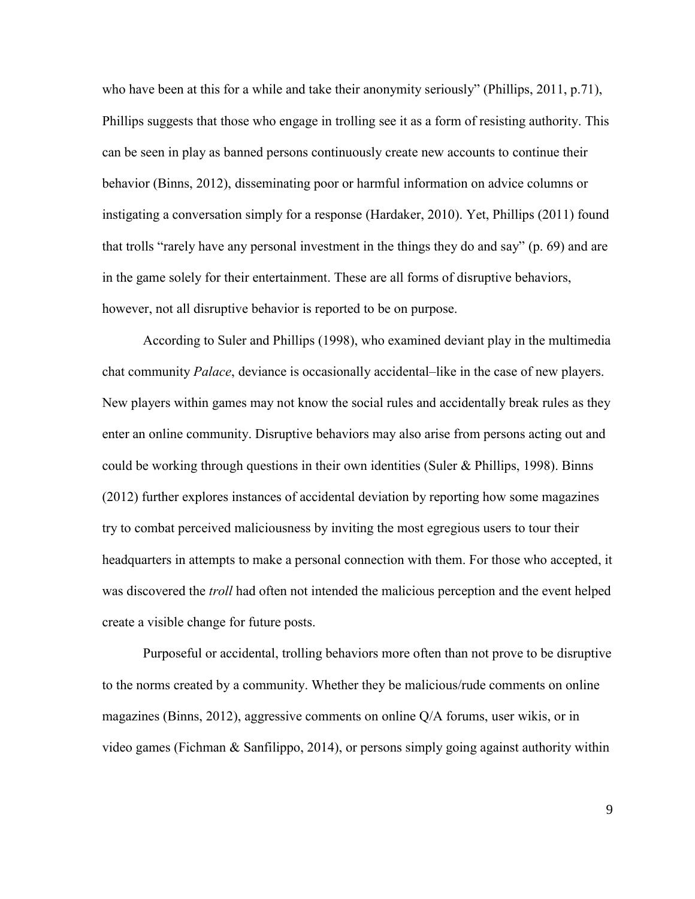who have been at this for a while and take their anonymity seriously" (Phillips, 2011, p.71), Phillips suggests that those who engage in trolling see it as a form of resisting authority. This can be seen in play as banned persons continuously create new accounts to continue their behavior (Binns, 2012), disseminating poor or harmful information on advice columns or instigating a conversation simply for a response (Hardaker, 2010). Yet, Phillips (2011) found that trolls "rarely have any personal investment in the things they do and say" (p. 69) and are in the game solely for their entertainment. These are all forms of disruptive behaviors, however, not all disruptive behavior is reported to be on purpose.

According to Suler and Phillips (1998), who examined deviant play in the multimedia chat community *Palace*, deviance is occasionally accidental–like in the case of new players. New players within games may not know the social rules and accidentally break rules as they enter an online community. Disruptive behaviors may also arise from persons acting out and could be working through questions in their own identities (Suler & Phillips, 1998). Binns (2012) further explores instances of accidental deviation by reporting how some magazines try to combat perceived maliciousness by inviting the most egregious users to tour their headquarters in attempts to make a personal connection with them. For those who accepted, it was discovered the *troll* had often not intended the malicious perception and the event helped create a visible change for future posts.

Purposeful or accidental, trolling behaviors more often than not prove to be disruptive to the norms created by a community. Whether they be malicious/rude comments on online magazines (Binns, 2012), aggressive comments on online Q/A forums, user wikis, or in video games (Fichman & Sanfilippo, 2014), or persons simply going against authority within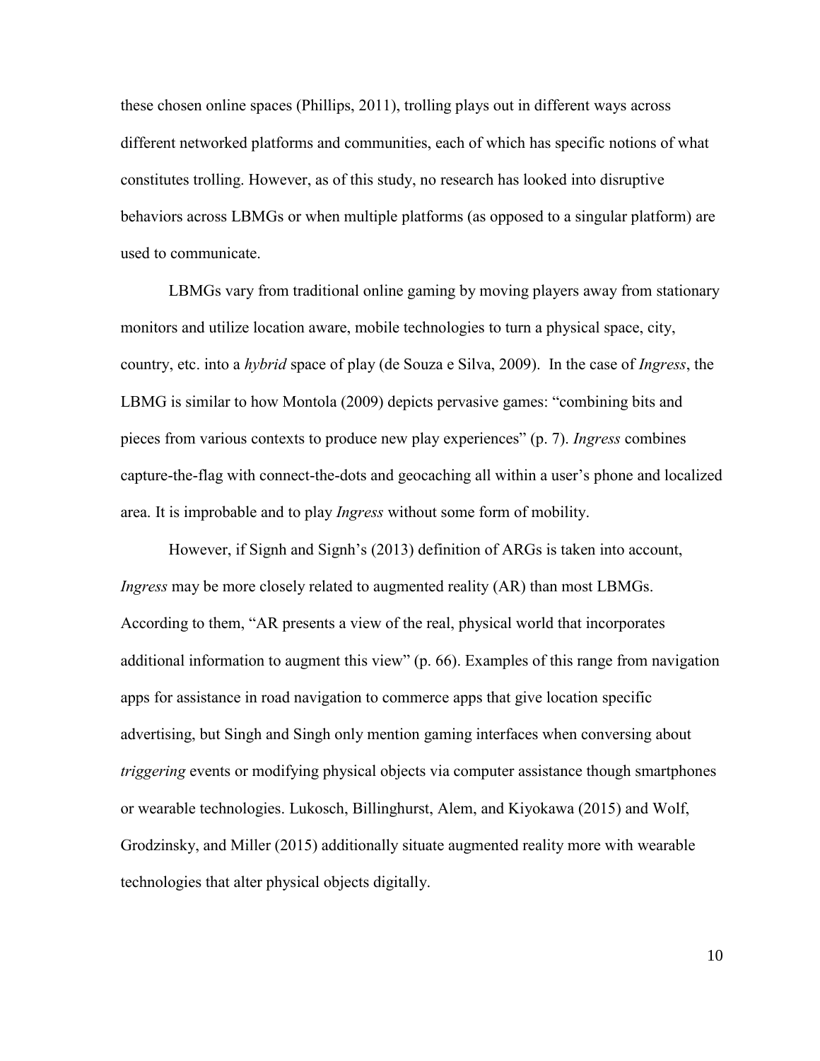these chosen online spaces (Phillips, 2011), trolling plays out in different ways across different networked platforms and communities, each of which has specific notions of what constitutes trolling. However, as of this study, no research has looked into disruptive behaviors across LBMGs or when multiple platforms (as opposed to a singular platform) are used to communicate.

LBMGs vary from traditional online gaming by moving players away from stationary monitors and utilize location aware, mobile technologies to turn a physical space, city, country, etc. into a *hybrid* space of play (de Souza e Silva, 2009). In the case of *Ingress*, the LBMG is similar to how Montola (2009) depicts pervasive games: "combining bits and pieces from various contexts to produce new play experiences" (p. 7). *Ingress* combines capture-the-flag with connect-the-dots and geocaching all within a user's phone and localized area. It is improbable and to play *Ingress* without some form of mobility.

However, if Signh and Signh's (2013) definition of ARGs is taken into account, *Ingress* may be more closely related to augmented reality (AR) than most LBMGs. According to them, "AR presents a view of the real, physical world that incorporates additional information to augment this view" (p. 66). Examples of this range from navigation apps for assistance in road navigation to commerce apps that give location specific advertising, but Singh and Singh only mention gaming interfaces when conversing about *triggering* events or modifying physical objects via computer assistance though smartphones or wearable technologies. Lukosch, Billinghurst, Alem, and Kiyokawa (2015) and Wolf, Grodzinsky, and Miller (2015) additionally situate augmented reality more with wearable technologies that alter physical objects digitally.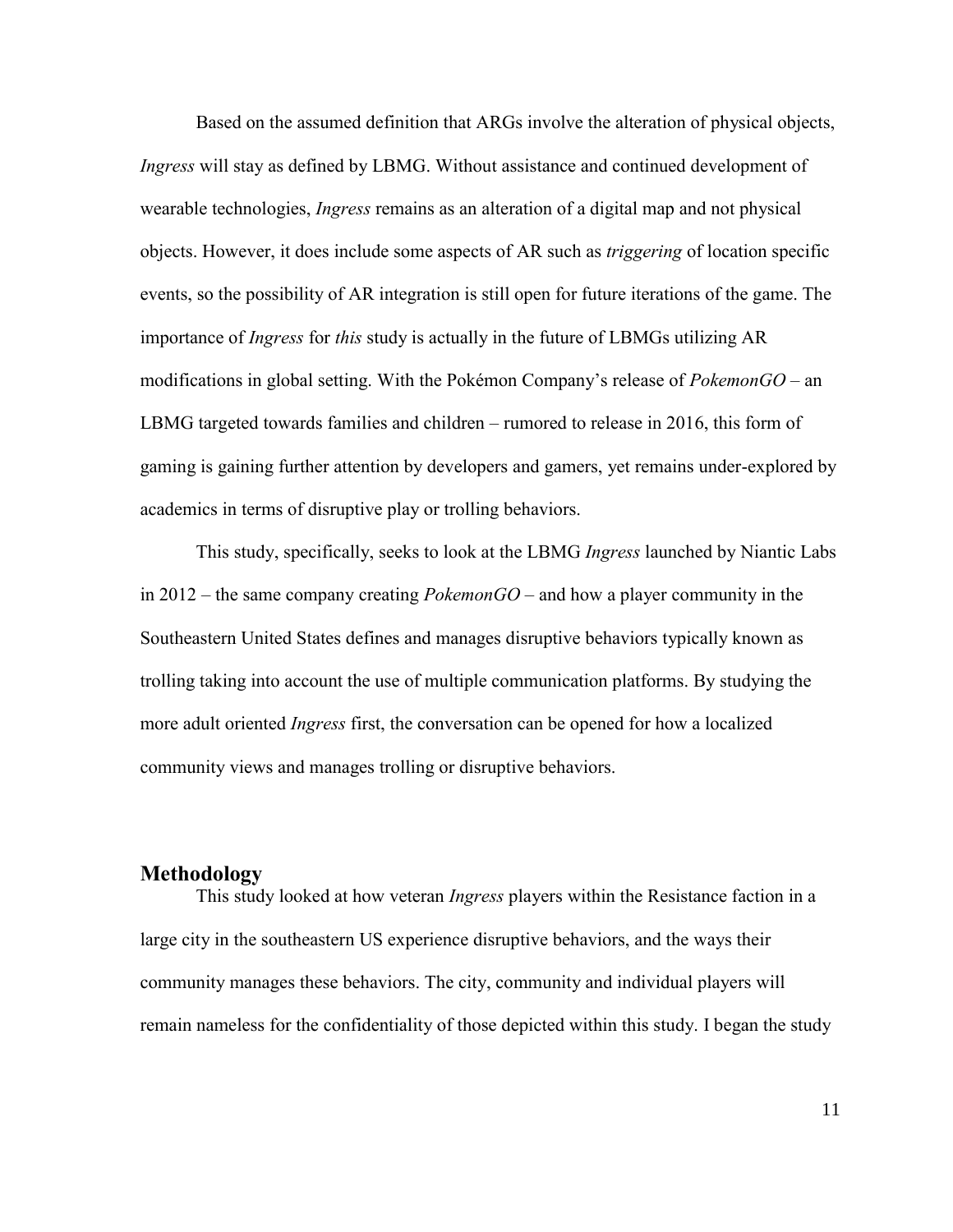Based on the assumed definition that ARGs involve the alteration of physical objects, *Ingress* will stay as defined by LBMG. Without assistance and continued development of wearable technologies, *Ingress* remains as an alteration of a digital map and not physical objects. However, it does include some aspects of AR such as *triggering* of location specific events, so the possibility of AR integration is still open for future iterations of the game. The importance of *Ingress* for *this* study is actually in the future of LBMGs utilizing AR modifications in global setting. With the Pokémon Company's release of *PokemonGO* – an LBMG targeted towards families and children – rumored to release in 2016, this form of gaming is gaining further attention by developers and gamers, yet remains under-explored by academics in terms of disruptive play or trolling behaviors.

This study, specifically, seeks to look at the LBMG *Ingress* launched by Niantic Labs in 2012 – the same company creating *PokemonGO* – and how a player community in the Southeastern United States defines and manages disruptive behaviors typically known as trolling taking into account the use of multiple communication platforms. By studying the more adult oriented *Ingress* first, the conversation can be opened for how a localized community views and manages trolling or disruptive behaviors.

## Methodology

This study looked at how veteran *Ingress* players within the Resistance faction in a large city in the southeastern US experience disruptive behaviors, and the ways their community manages these behaviors. The city, community and individual players will remain nameless for the confidentiality of those depicted within this study. I began the study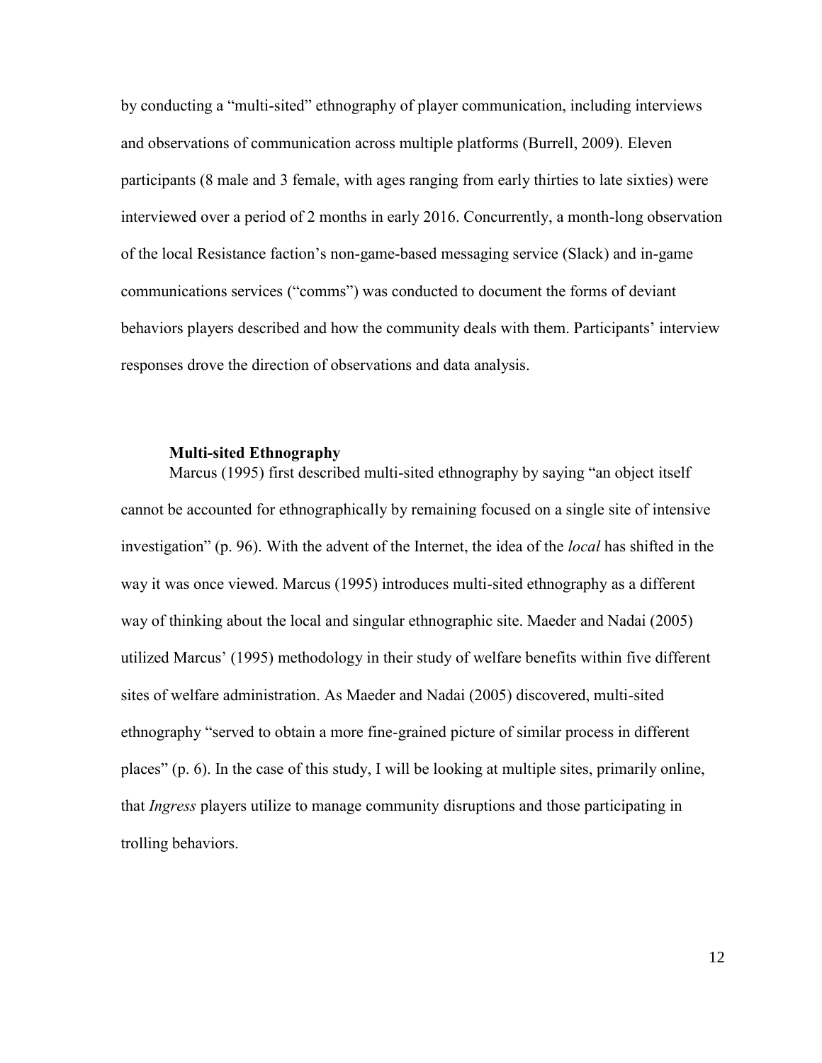by conducting a "multi-sited" ethnography of player communication, including interviews and observations of communication across multiple platforms (Burrell, 2009). Eleven participants (8 male and 3 female, with ages ranging from early thirties to late sixties) were interviewed over a period of 2 months in early 2016. Concurrently, a month-long observation of the local Resistance faction's non-game-based messaging service (Slack) and in-game communications services ("comms") was conducted to document the forms of deviant behaviors players described and how the community deals with them. Participants' interview responses drove the direction of observations and data analysis.

### Multi-sited Ethnography

Marcus (1995) first described multi-sited ethnography by saying "an object itself cannot be accounted for ethnographically by remaining focused on a single site of intensive investigation" (p. 96). With the advent of the Internet, the idea of the *local* has shifted in the way it was once viewed. Marcus (1995) introduces multi-sited ethnography as a different way of thinking about the local and singular ethnographic site. Maeder and Nadai (2005) utilized Marcus' (1995) methodology in their study of welfare benefits within five different sites of welfare administration. As Maeder and Nadai (2005) discovered, multi-sited ethnography "served to obtain a more fine-grained picture of similar process in different places" (p. 6). In the case of this study, I will be looking at multiple sites, primarily online, that *Ingress* players utilize to manage community disruptions and those participating in trolling behaviors.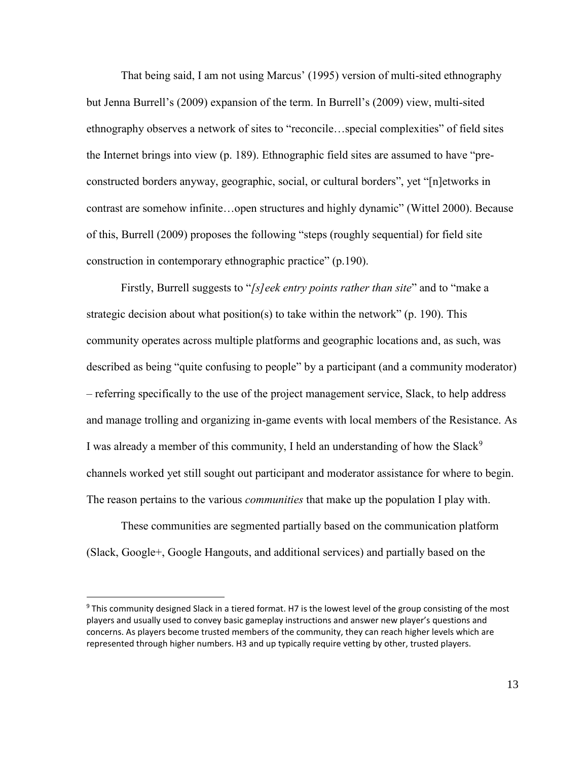That being said, I am not using Marcus' (1995) version of multi-sited ethnography but Jenna Burrell's (2009) expansion of the term. In Burrell's (2009) view, multi-sited ethnography observes a network of sites to "reconcile…special complexities" of field sites the Internet brings into view (p. 189). Ethnographic field sites are assumed to have "pre-constructed borders anyway, geographic, social, or cultural borders", yet "[n]etworks in contrast are somehow infinite…open structures and highly dynamic" (Wittel 2000). Because of this, Burrell (2009) proposes the following "steps (roughly sequential) for field site construction in contemporary ethnographic practice" (p.190).

Firstly, Burrell suggests to "*[s]eek entry points rather than site*" and to "make a strategic decision about what position(s) to take within the network" (p. 190). This community operates across multiple platforms and geographic locations and, as such, was described as being "quite confusing to people" by a participant (and a community moderator) – referring specifically to the use of the project management service, Slack, to help address and manage trolling and organizing in-game events with local members of the Resistance. As I was already a member of this community, I held an understanding of how the Slack[9] channels worked yet still sought out participant and moderator assistance for where to begin. The reason pertains to the various *communities* that make up the population I play with.

These communities are segmented partially based on the communication platform (Slack, Google+, Google Hangouts, and additional services) and partially based on the

[9] This community designed Slack in a tiered format. H7 is the lowest level of the group consisting of the most players and usually used to convey basic gameplay instructions and answer new player's questions and concerns. As players become trusted members of the community, they can reach higher levels which are represented through higher numbers. H3 and up typically require vetting by other, trusted players.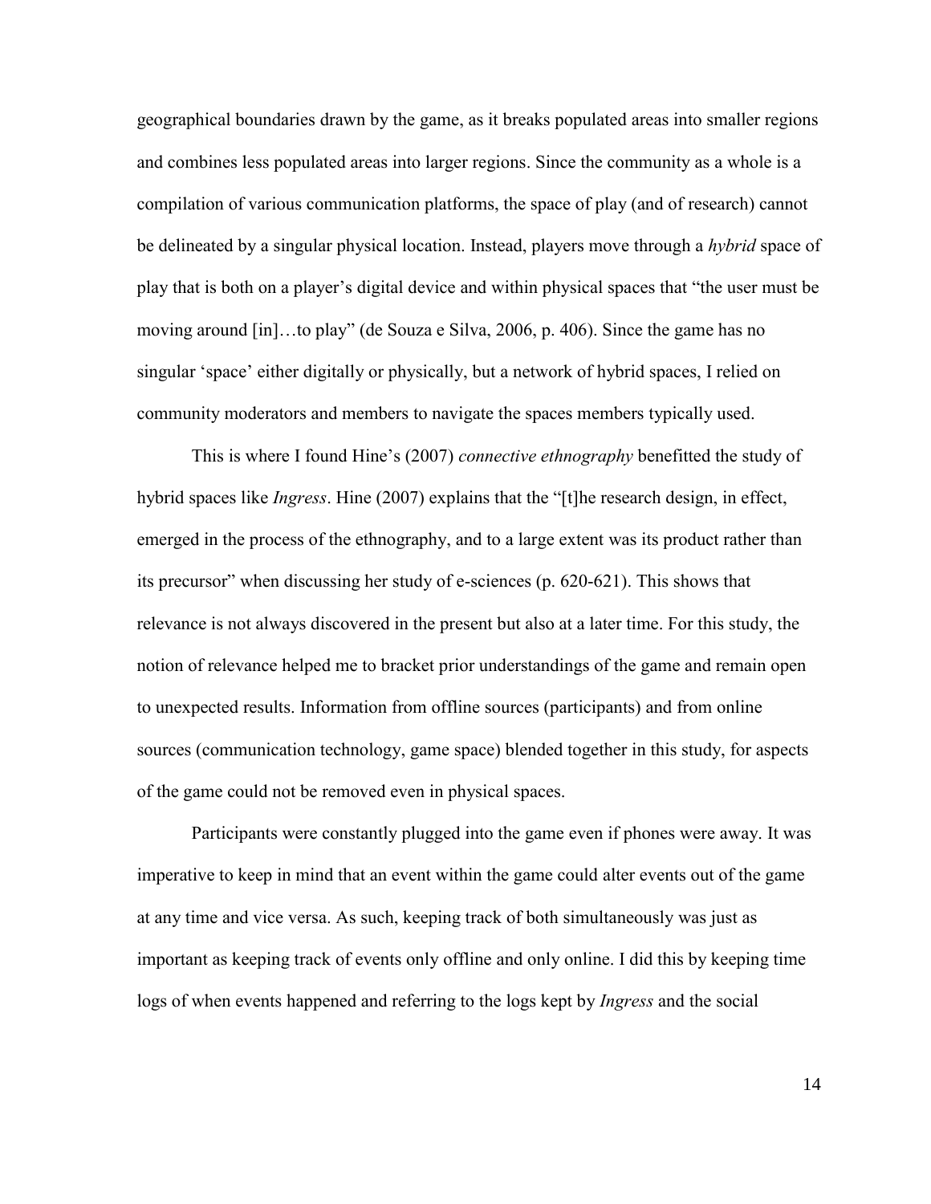geographical boundaries drawn by the game, as it breaks populated areas into smaller regions and combines less populated areas into larger regions. Since the community as a whole is a compilation of various communication platforms, the space of play (and of research) cannot be delineated by a singular physical location. Instead, players move through a *hybrid* space of play that is both on a player's digital device and within physical spaces that "the user must be moving around [in]…to play" (de Souza e Silva, 2006, p. 406). Since the game has no singular 'space' either digitally or physically, but a network of hybrid spaces, I relied on community moderators and members to navigate the spaces members typically used.

This is where I found Hine's (2007) *connective ethnography* benefitted the study of hybrid spaces like *Ingress*. Hine (2007) explains that the "[t]he research design, in effect, emerged in the process of the ethnography, and to a large extent was its product rather than its precursor" when discussing her study of e-sciences (p. 620-621). This shows that relevance is not always discovered in the present but also at a later time. For this study, the notion of relevance helped me to bracket prior understandings of the game and remain open to unexpected results. Information from offline sources (participants) and from online sources (communication technology, game space) blended together in this study, for aspects of the game could not be removed even in physical spaces.

Participants were constantly plugged into the game even if phones were away. It was imperative to keep in mind that an event within the game could alter events out of the game at any time and vice versa. As such, keeping track of both simultaneously was just as important as keeping track of events only offline and only online. I did this by keeping time logs of when events happened and referring to the logs kept by *Ingress* and the social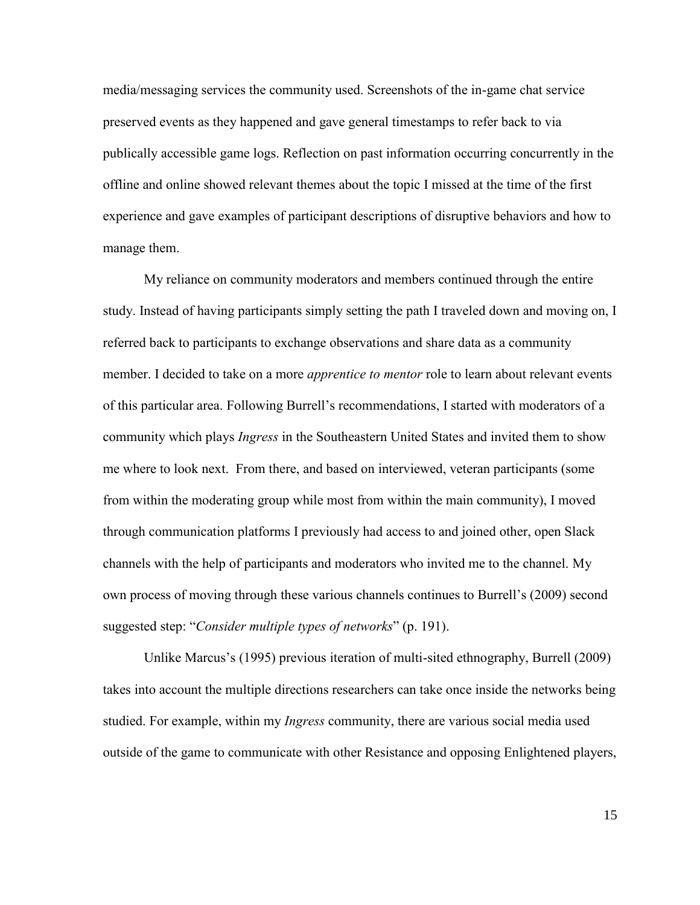media/messaging services the community used. Screenshots of the in-game chat service preserved events as they happened and gave general timestamps to refer back to via publically accessible game logs. Reflection on past information occurring concurrently in the offline and online showed relevant themes about the topic I missed at the time of the first experience and gave examples of participant descriptions of disruptive behaviors and how to manage them.

My reliance on community moderators and members continued through the entire study. Instead of having participants simply setting the path I traveled down and moving on, I referred back to participants to exchange observations and share data as a community member. I decided to take on a more *apprentice to mentor* role to learn about relevant events of this particular area. Following Burrell's recommendations, I started with moderators of a community which plays *Ingress* in the Southeastern United States and invited them to show me where to look next. From there, and based on interviewed, veteran participants (some from within the moderating group while most from within the main community), I moved through communication platforms I previously had access to and joined other, open Slack channels with the help of participants and moderators who invited me to the channel. My own process of moving through these various channels continues to Burrell's (2009) second suggested step: "*Consider multiple types of networks*" (p. 191).

Unlike Marcus's (1995) previous iteration of multi-sited ethnography, Burrell (2009) takes into account the multiple directions researchers can take once inside the networks being studied. For example, within my *Ingress* community, there are various social media used outside of the game to communicate with other Resistance and opposing Enlightened players,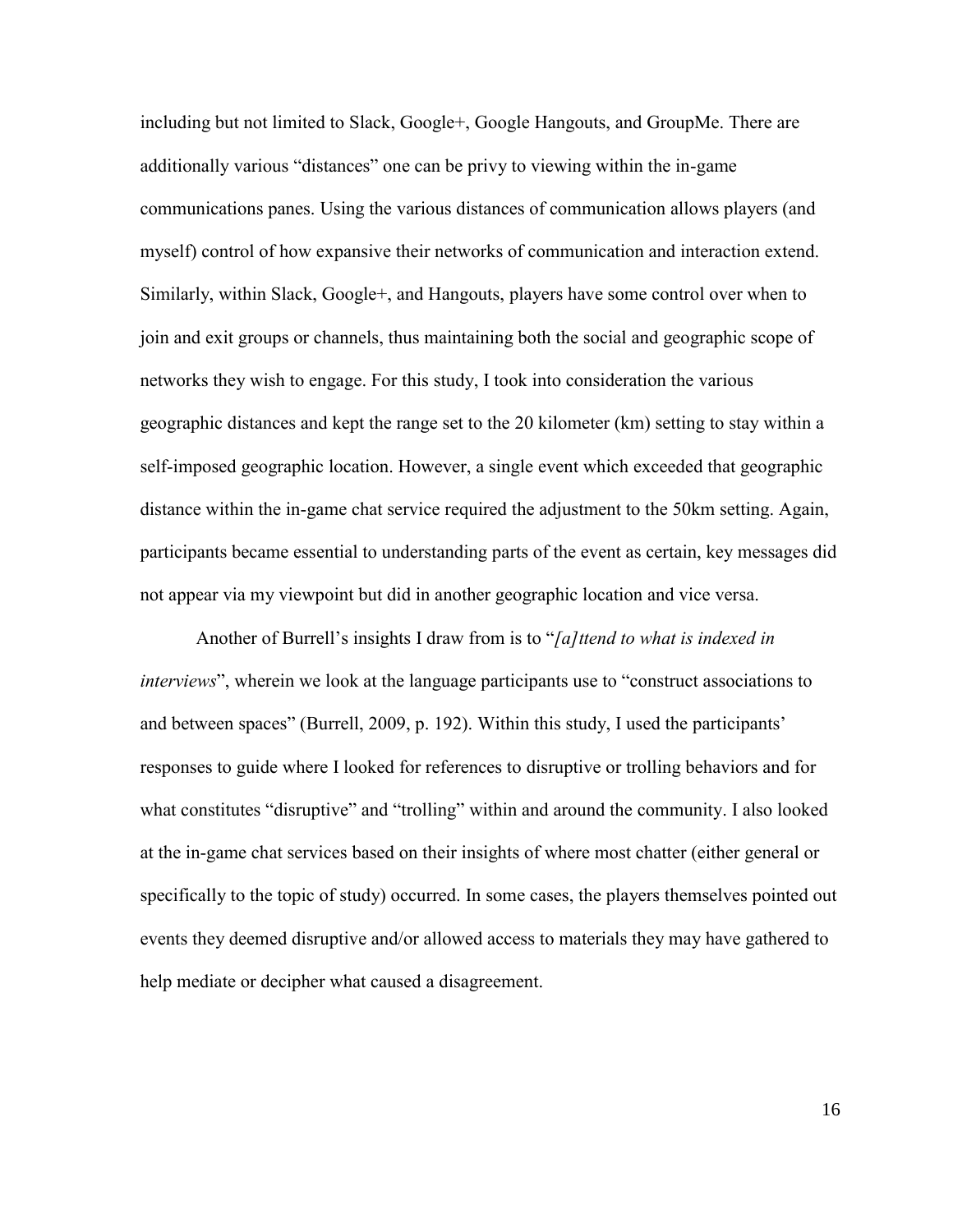including but not limited to Slack, Google+, Google Hangouts, and GroupMe. There are additionally various "distances" one can be privy to viewing within the in-game communications panes. Using the various distances of communication allows players (and myself) control of how expansive their networks of communication and interaction extend. Similarly, within Slack, Google+, and Hangouts, players have some control over when to join and exit groups or channels, thus maintaining both the social and geographic scope of networks they wish to engage. For this study, I took into consideration the various geographic distances and kept the range set to the 20 kilometer (km) setting to stay within a self-imposed geographic location. However, a single event which exceeded that geographic distance within the in-game chat service required the adjustment to the 50km setting. Again, participants became essential to understanding parts of the event as certain, key messages did not appear via my viewpoint but did in another geographic location and vice versa.

Another of Burrell's insights I draw from is to "*[a]ttend to what is indexed in interviews*", wherein we look at the language participants use to "construct associations to and between spaces" (Burrell, 2009, p. 192). Within this study, I used the participants' responses to guide where I looked for references to disruptive or trolling behaviors and for what constitutes "disruptive" and "trolling" within and around the community. I also looked at the in-game chat services based on their insights of where most chatter (either general or specifically to the topic of study) occurred. In some cases, the players themselves pointed out events they deemed disruptive and/or allowed access to materials they may have gathered to help mediate or decipher what caused a disagreement.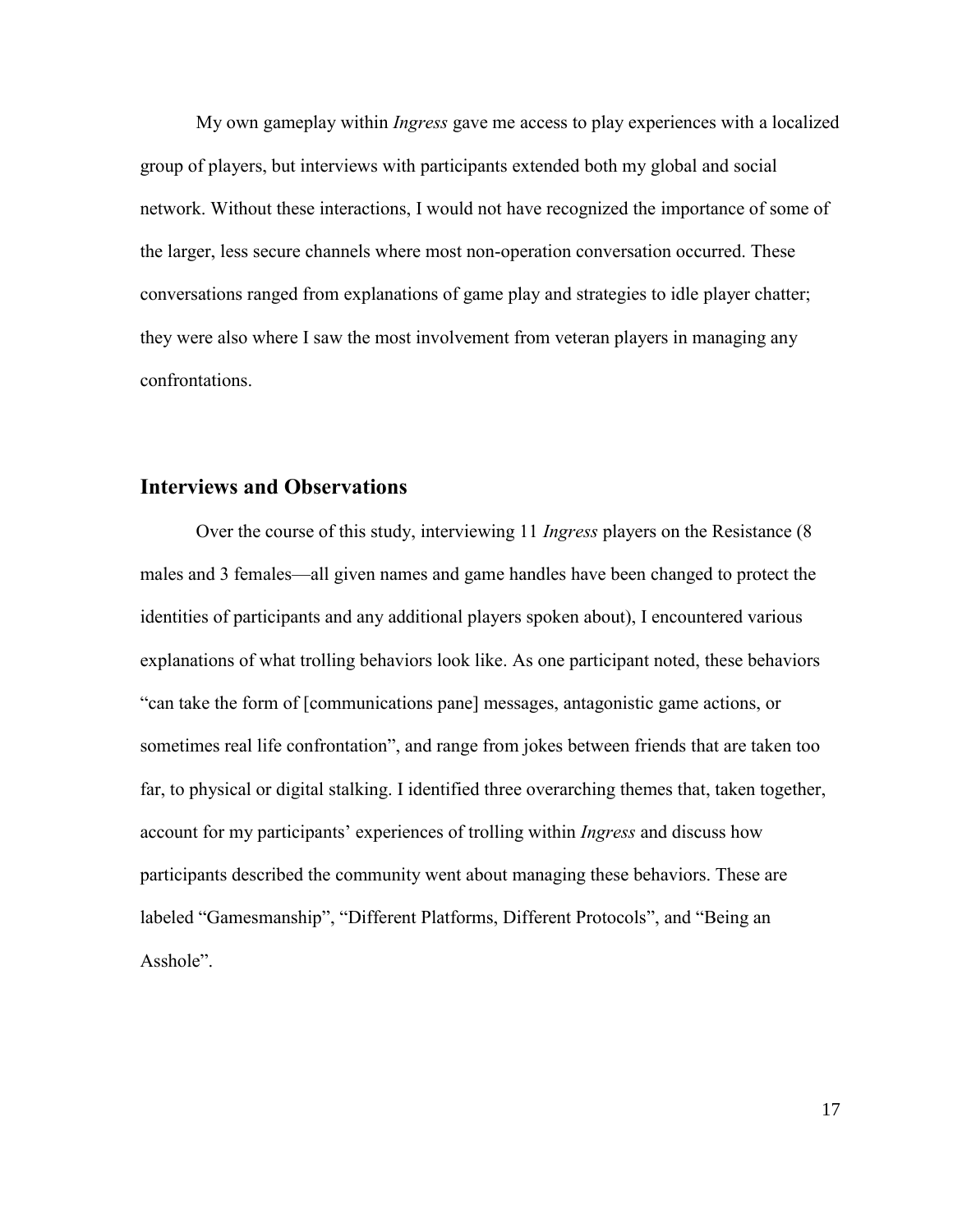My own gameplay within *Ingress* gave me access to play experiences with a localized group of players, but interviews with participants extended both my global and social network. Without these interactions, I would not have recognized the importance of some of the larger, less secure channels where most non-operation conversation occurred. These conversations ranged from explanations of game play and strategies to idle player chatter; they were also where I saw the most involvement from veteran players in managing any confrontations.

## Interviews and Observations

Over the course of this study, interviewing 11 *Ingress* players on the Resistance (8 males and 3 females—all given names and game handles have been changed to protect the identities of participants and any additional players spoken about), I encountered various explanations of what trolling behaviors look like. As one participant noted, these behaviors "can take the form of [communications pane] messages, antagonistic game actions, or sometimes real life confrontation", and range from jokes between friends that are taken too far, to physical or digital stalking. I identified three overarching themes that, taken together, account for my participants' experiences of trolling within *Ingress* and discuss how participants described the community went about managing these behaviors. These are labeled "Gamesmanship", "Different Platforms, Different Protocols", and "Being an Asshole".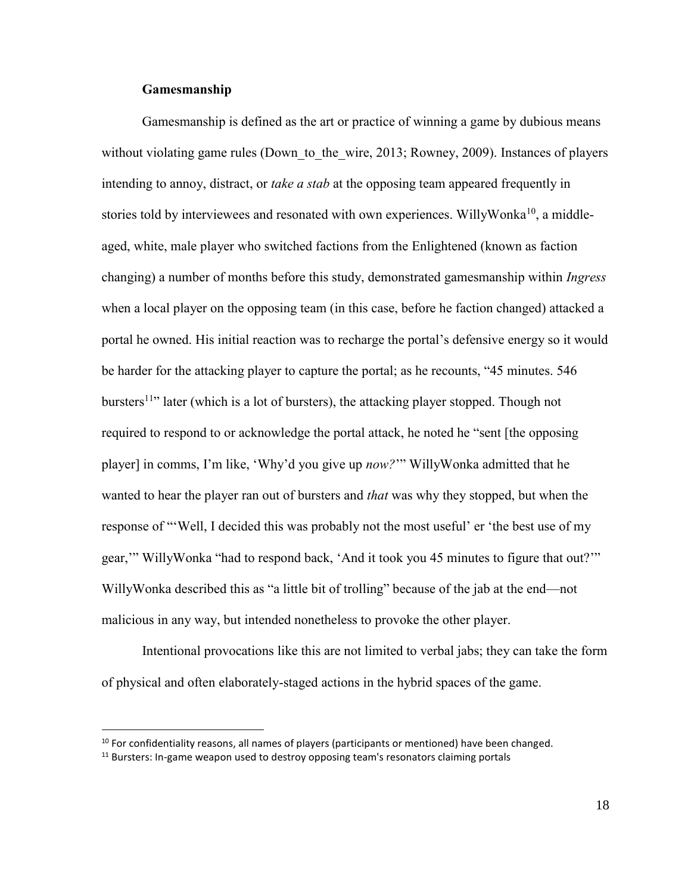**Gamesmanship**

Gamesmanship is defined as the art or practice of winning a game by dubious means without violating game rules (Down_to_the_wire, 2013; Rowney, 2009). Instances of players intending to annoy, distract, or *take a stab* at the opposing team appeared frequently in stories told by interviewees and resonated with own experiences. WillyWonka[10], a middle-aged, white, male player who switched factions from the Enlightened (known as faction changing) a number of months before this study, demonstrated gamesmanship within *Ingress* when a local player on the opposing team (in this case, before he faction changed) attacked a portal he owned. His initial reaction was to recharge the portal's defensive energy so it would be harder for the attacking player to capture the portal; as he recounts, "45 minutes. 546 bursters[11]" later (which is a lot of bursters), the attacking player stopped. Though not required to respond to or acknowledge the portal attack, he noted he "sent [the opposing player] in comms, I'm like, 'Why'd you give up *now?*'" WillyWonka admitted that he wanted to hear the player ran out of bursters and *that* was why they stopped, but when the response of "'Well, I decided this was probably not the most useful' er 'the best use of my gear,'" WillyWonka "had to respond back, 'And it took you 45 minutes to figure that out?'" WillyWonka described this as "a little bit of trolling" because of the jab at the end—not malicious in any way, but intended nonetheless to provoke the other player.

Intentional provocations like this are not limited to verbal jabs; they can take the form of physical and often elaborately-staged actions in the hybrid spaces of the game.

[10] For confidentiality reasons, all names of players (participants or mentioned) have been changed.

[11] Bursters: In-game weapon used to destroy opposing team's resonators claiming portals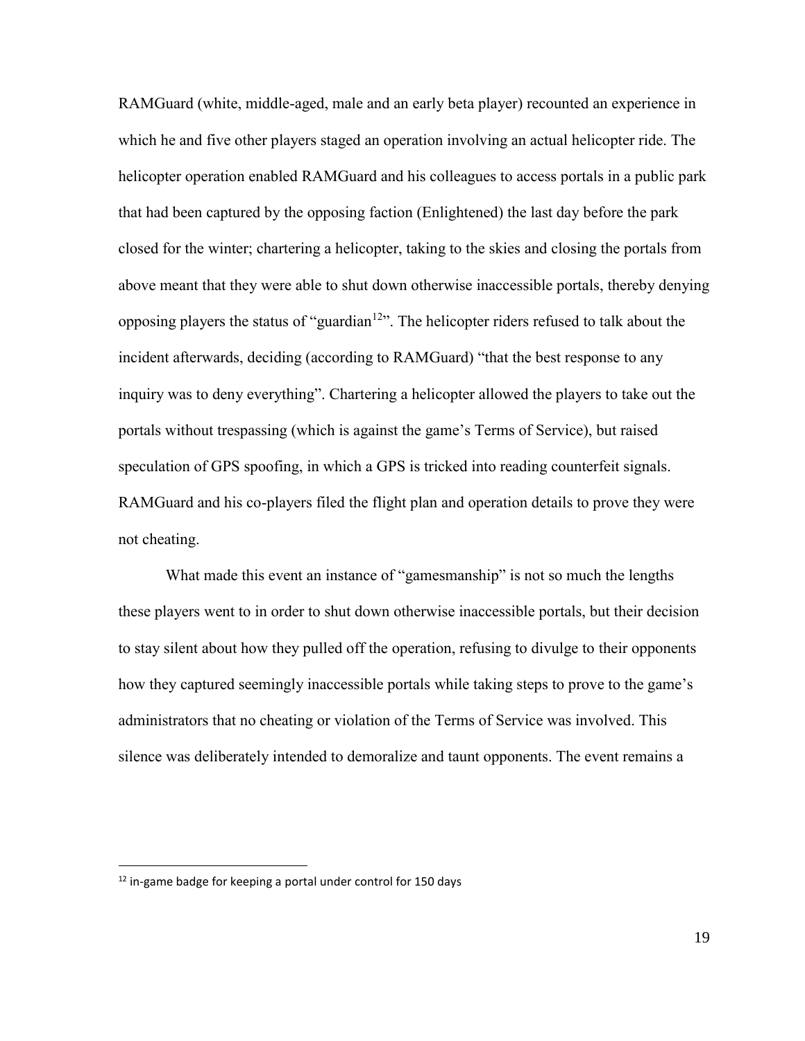RAMGuard (white, middle-aged, male and an early beta player) recounted an experience in which he and five other players staged an operation involving an actual helicopter ride. The helicopter operation enabled RAMGuard and his colleagues to access portals in a public park that had been captured by the opposing faction (Enlightened) the last day before the park closed for the winter; chartering a helicopter, taking to the skies and closing the portals from above meant that they were able to shut down otherwise inaccessible portals, thereby denying opposing players the status of "guardian[12]". The helicopter riders refused to talk about the incident afterwards, deciding (according to RAMGuard) "that the best response to any inquiry was to deny everything". Chartering a helicopter allowed the players to take out the portals without trespassing (which is against the game's Terms of Service), but raised speculation of GPS spoofing, in which a GPS is tricked into reading counterfeit signals. RAMGuard and his co-players filed the flight plan and operation details to prove they were not cheating.

What made this event an instance of "gamesmanship" is not so much the lengths these players went to in order to shut down otherwise inaccessible portals, but their decision to stay silent about how they pulled off the operation, refusing to divulge to their opponents how they captured seemingly inaccessible portals while taking steps to prove to the game's administrators that no cheating or violation of the Terms of Service was involved. This silence was deliberately intended to demoralize and taunt opponents. The event remains a

---

[12] in-game badge for keeping a portal under control for 150 days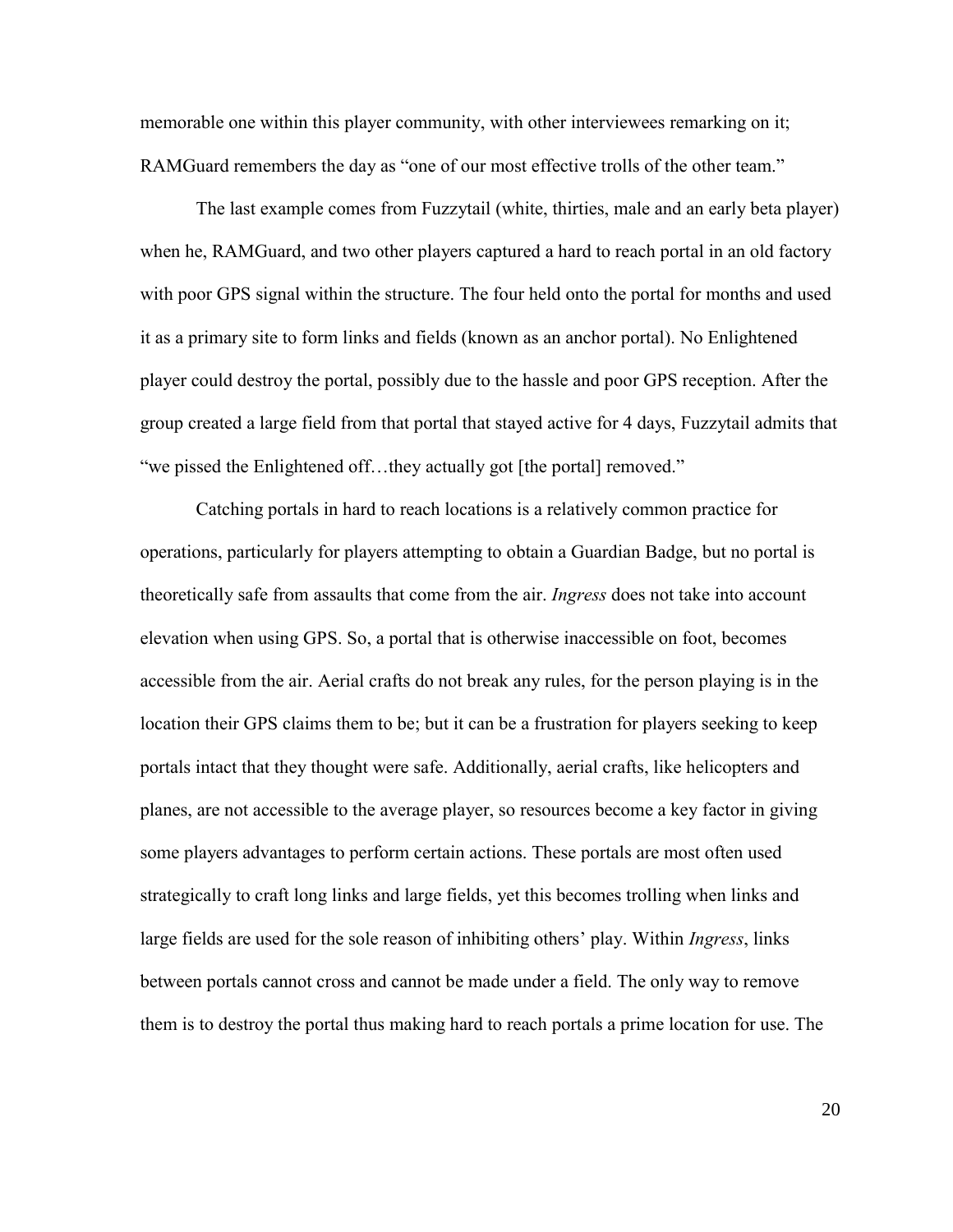memorable one within this player community, with other interviewees remarking on it; RAMGuard remembers the day as "one of our most effective trolls of the other team."

The last example comes from Fuzzytail (white, thirties, male and an early beta player) when he, RAMGuard, and two other players captured a hard to reach portal in an old factory with poor GPS signal within the structure. The four held onto the portal for months and used it as a primary site to form links and fields (known as an anchor portal). No Enlightened player could destroy the portal, possibly due to the hassle and poor GPS reception. After the group created a large field from that portal that stayed active for 4 days, Fuzzytail admits that "we pissed the Enlightened off…they actually got [the portal] removed."

Catching portals in hard to reach locations is a relatively common practice for operations, particularly for players attempting to obtain a Guardian Badge, but no portal is theoretically safe from assaults that come from the air. *Ingress* does not take into account elevation when using GPS. So, a portal that is otherwise inaccessible on foot, becomes accessible from the air. Aerial crafts do not break any rules, for the person playing is in the location their GPS claims them to be; but it can be a frustration for players seeking to keep portals intact that they thought were safe. Additionally, aerial crafts, like helicopters and planes, are not accessible to the average player, so resources become a key factor in giving some players advantages to perform certain actions. These portals are most often used strategically to craft long links and large fields, yet this becomes trolling when links and large fields are used for the sole reason of inhibiting others' play. Within *Ingress*, links between portals cannot cross and cannot be made under a field. The only way to remove them is to destroy the portal thus making hard to reach portals a prime location for use. The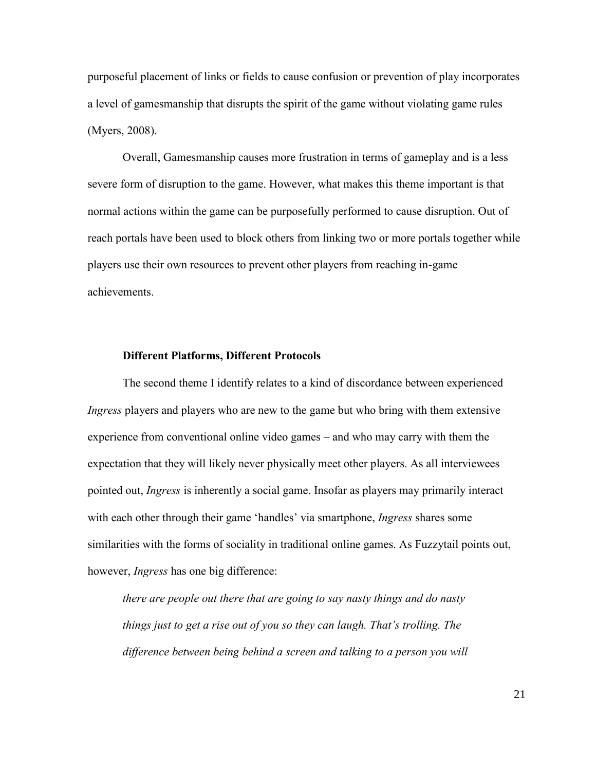purposeful placement of links or fields to cause confusion or prevention of play incorporates a level of gamesmanship that disrupts the spirit of the game without violating game rules (Myers, 2008).

Overall, Gamesmanship causes more frustration in terms of gameplay and is a less severe form of disruption to the game. However, what makes this theme important is that normal actions within the game can be purposefully performed to cause disruption. Out of reach portals have been used to block others from linking two or more portals together while players use their own resources to prevent other players from reaching in-game achievements.

### Different Platforms, Different Protocols

The second theme I identify relates to a kind of discordance between experienced *Ingress* players and players who are new to the game but who bring with them extensive experience from conventional online video games – and who may carry with them the expectation that they will likely never physically meet other players. As all interviewees pointed out, *Ingress* is inherently a social game. Insofar as players may primarily interact with each other through their game 'handles' via smartphone, *Ingress* shares some similarities with the forms of sociality in traditional online games. As Fuzzytail points out, however, *Ingress* has one big difference:

> *there are people out there that are going to say nasty things and do nasty things just to get a rise out of you so they can laugh. That's trolling. The difference between being behind a screen and talking to a person you will*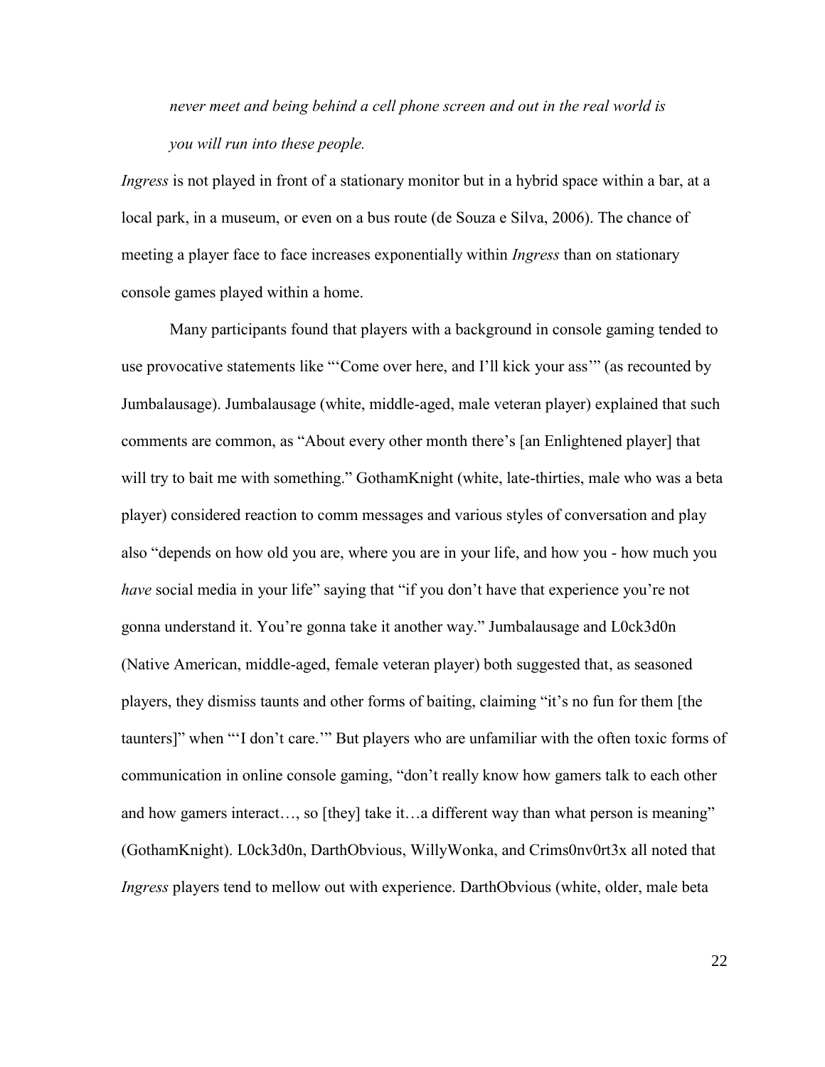> *never meet and being behind a cell phone screen and out in the real world is you will run into these people.*

*Ingress* is not played in front of a stationary monitor but in a hybrid space within a bar, at a local park, in a museum, or even on a bus route (de Souza e Silva, 2006). The chance of meeting a player face to face increases exponentially within *Ingress* than on stationary console games played within a home.

Many participants found that players with a background in console gaming tended to use provocative statements like "'Come over here, and I'll kick your ass'" (as recounted by Jumbalausage). Jumbalausage (white, middle-aged, male veteran player) explained that such comments are common, as "About every other month there's [an Enlightened player] that will try to bait me with something." GothamKnight (white, late-thirties, male who was a beta player) considered reaction to comm messages and various styles of conversation and play also "depends on how old you are, where you are in your life, and how you - how much you *have* social media in your life" saying that "if you don't have that experience you're not gonna understand it. You're gonna take it another way." Jumbalausage and L0ck3d0n (Native American, middle-aged, female veteran player) both suggested that, as seasoned players, they dismiss taunts and other forms of baiting, claiming "it's no fun for them [the taunters]" when "'I don't care.'" But players who are unfamiliar with the often toxic forms of communication in online console gaming, "don't really know how gamers talk to each other and how gamers interact…, so [they] take it…a different way than what person is meaning" (GothamKnight). L0ck3d0n, DarthObvious, WillyWonka, and Crims0nv0rt3x all noted that *Ingress* players tend to mellow out with experience. DarthObvious (white, older, male beta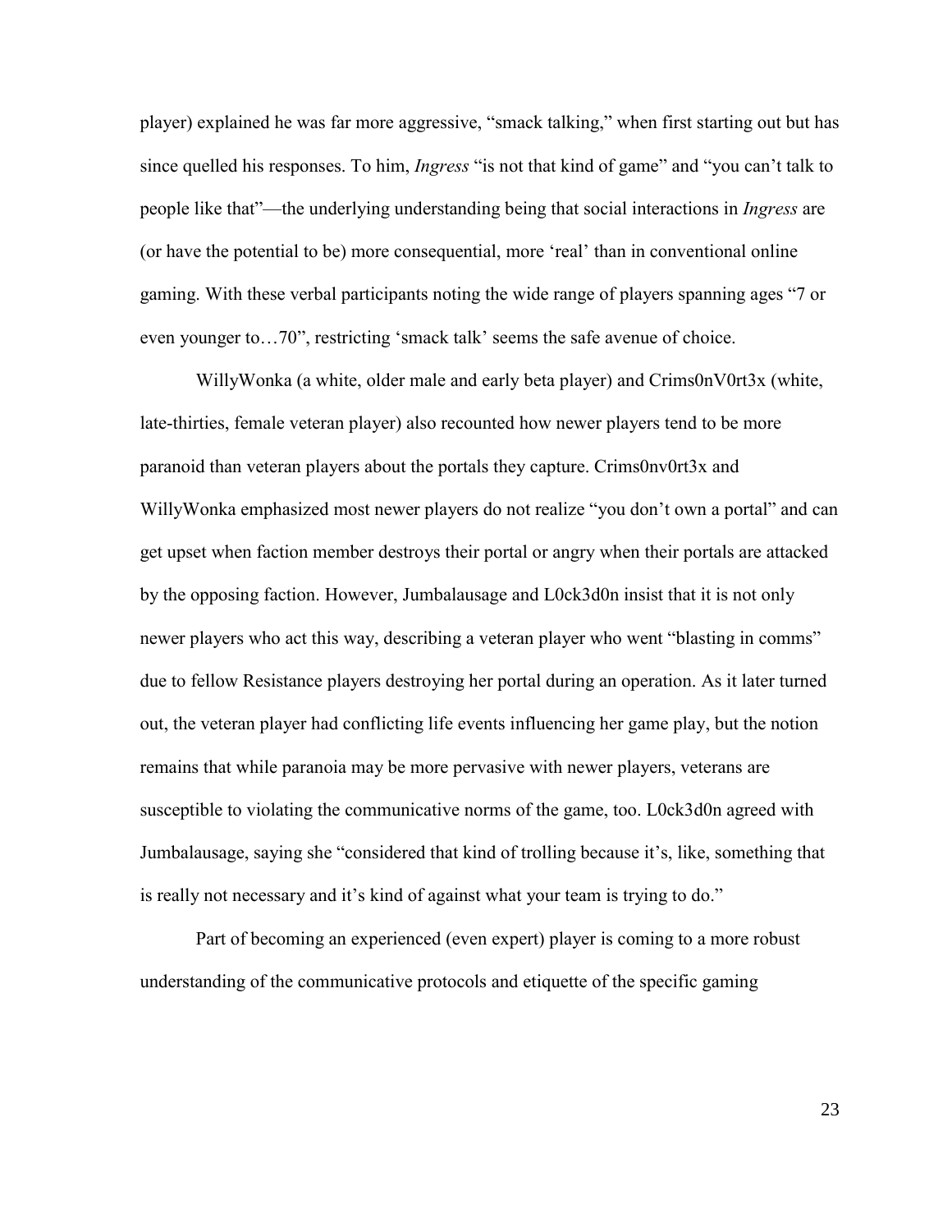player) explained he was far more aggressive, "smack talking," when first starting out but has since quelled his responses. To him, *Ingress* "is not that kind of game" and "you can't talk to people like that"—the underlying understanding being that social interactions in *Ingress* are (or have the potential to be) more consequential, more 'real' than in conventional online gaming. With these verbal participants noting the wide range of players spanning ages "7 or even younger to…70", restricting 'smack talk' seems the safe avenue of choice.

WillyWonka (a white, older male and early beta player) and Crims0nV0rt3x (white, late-thirties, female veteran player) also recounted how newer players tend to be more paranoid than veteran players about the portals they capture. Crims0nv0rt3x and WillyWonka emphasized most newer players do not realize "you don't own a portal" and can get upset when faction member destroys their portal or angry when their portals are attacked by the opposing faction. However, Jumbalausage and L0ck3d0n insist that it is not only newer players who act this way, describing a veteran player who went "blasting in comms" due to fellow Resistance players destroying her portal during an operation. As it later turned out, the veteran player had conflicting life events influencing her game play, but the notion remains that while paranoia may be more pervasive with newer players, veterans are susceptible to violating the communicative norms of the game, too. L0ck3d0n agreed with Jumbalausage, saying she "considered that kind of trolling because it's, like, something that is really not necessary and it's kind of against what your team is trying to do."

Part of becoming an experienced (even expert) player is coming to a more robust understanding of the communicative protocols and etiquette of the specific gaming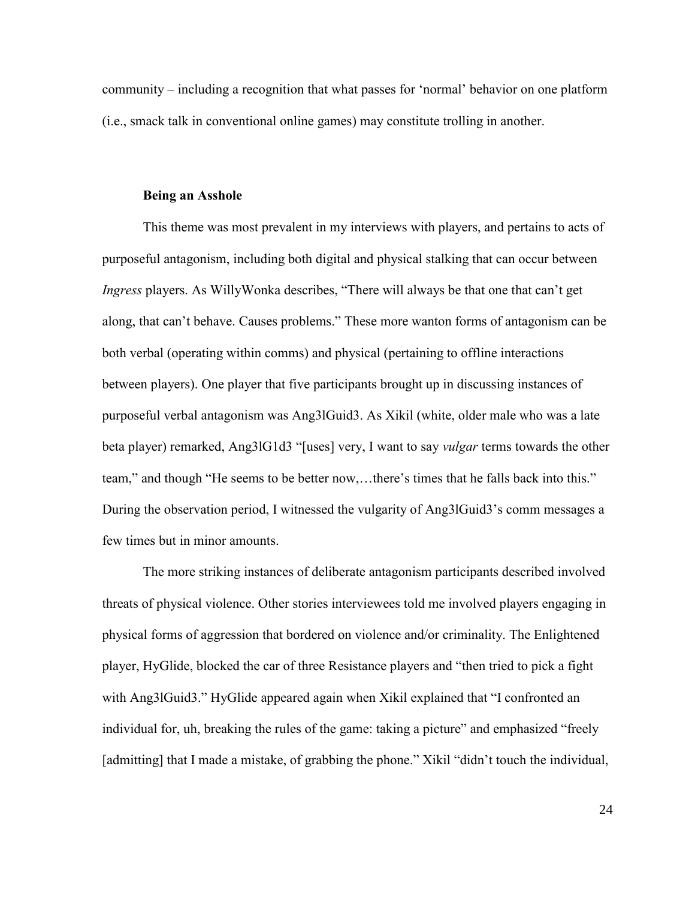community – including a recognition that what passes for 'normal' behavior on one platform (i.e., smack talk in conventional online games) may constitute trolling in another.

### Being an Asshole

This theme was most prevalent in my interviews with players, and pertains to acts of purposeful antagonism, including both digital and physical stalking that can occur between *Ingress* players. As WillyWonka describes, "There will always be that one that can't get along, that can't behave. Causes problems." These more wanton forms of antagonism can be both verbal (operating within comms) and physical (pertaining to offline interactions between players). One player that five participants brought up in discussing instances of purposeful verbal antagonism was Ang3lGuid3. As Xikil (white, older male who was a late beta player) remarked, Ang3lG1d3 "[uses] very, I want to say *vulgar* terms towards the other team," and though "He seems to be better now,…there's times that he falls back into this." During the observation period, I witnessed the vulgarity of Ang3lGuid3's comm messages a few times but in minor amounts.

The more striking instances of deliberate antagonism participants described involved threats of physical violence. Other stories interviewees told me involved players engaging in physical forms of aggression that bordered on violence and/or criminality. The Enlightened player, HyGlide, blocked the car of three Resistance players and "then tried to pick a fight with Ang3lGuid3." HyGlide appeared again when Xikil explained that "I confronted an individual for, uh, breaking the rules of the game: taking a picture" and emphasized "freely [admitting] that I made a mistake, of grabbing the phone." Xikil "didn't touch the individual,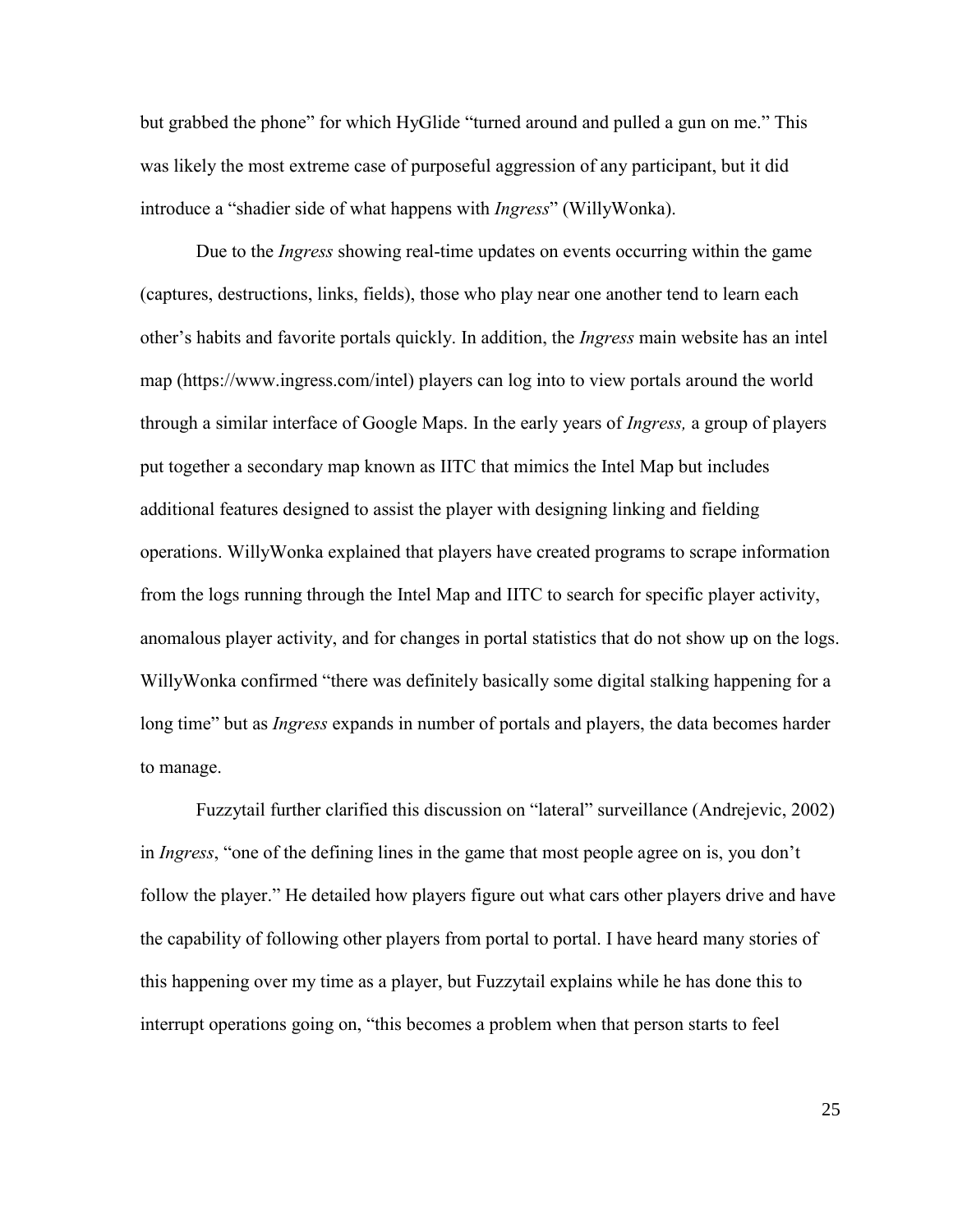but grabbed the phone" for which HyGlide "turned around and pulled a gun on me." This was likely the most extreme case of purposeful aggression of any participant, but it did introduce a "shadier side of what happens with *Ingress*" (WillyWonka).

Due to the *Ingress* showing real-time updates on events occurring within the game (captures, destructions, links, fields), those who play near one another tend to learn each other's habits and favorite portals quickly. In addition, the *Ingress* main website has an intel map (https://www.ingress.com/intel) players can log into to view portals around the world through a similar interface of Google Maps. In the early years of *Ingress,* a group of players put together a secondary map known as IITC that mimics the Intel Map but includes additional features designed to assist the player with designing linking and fielding operations. WillyWonka explained that players have created programs to scrape information from the logs running through the Intel Map and IITC to search for specific player activity, anomalous player activity, and for changes in portal statistics that do not show up on the logs. WillyWonka confirmed "there was definitely basically some digital stalking happening for a long time" but as *Ingress* expands in number of portals and players, the data becomes harder to manage.

Fuzzytail further clarified this discussion on "lateral" surveillance (Andrejevic, 2002) in *Ingress*, "one of the defining lines in the game that most people agree on is, you don't follow the player." He detailed how players figure out what cars other players drive and have the capability of following other players from portal to portal. I have heard many stories of this happening over my time as a player, but Fuzzytail explains while he has done this to interrupt operations going on, "this becomes a problem when that person starts to feel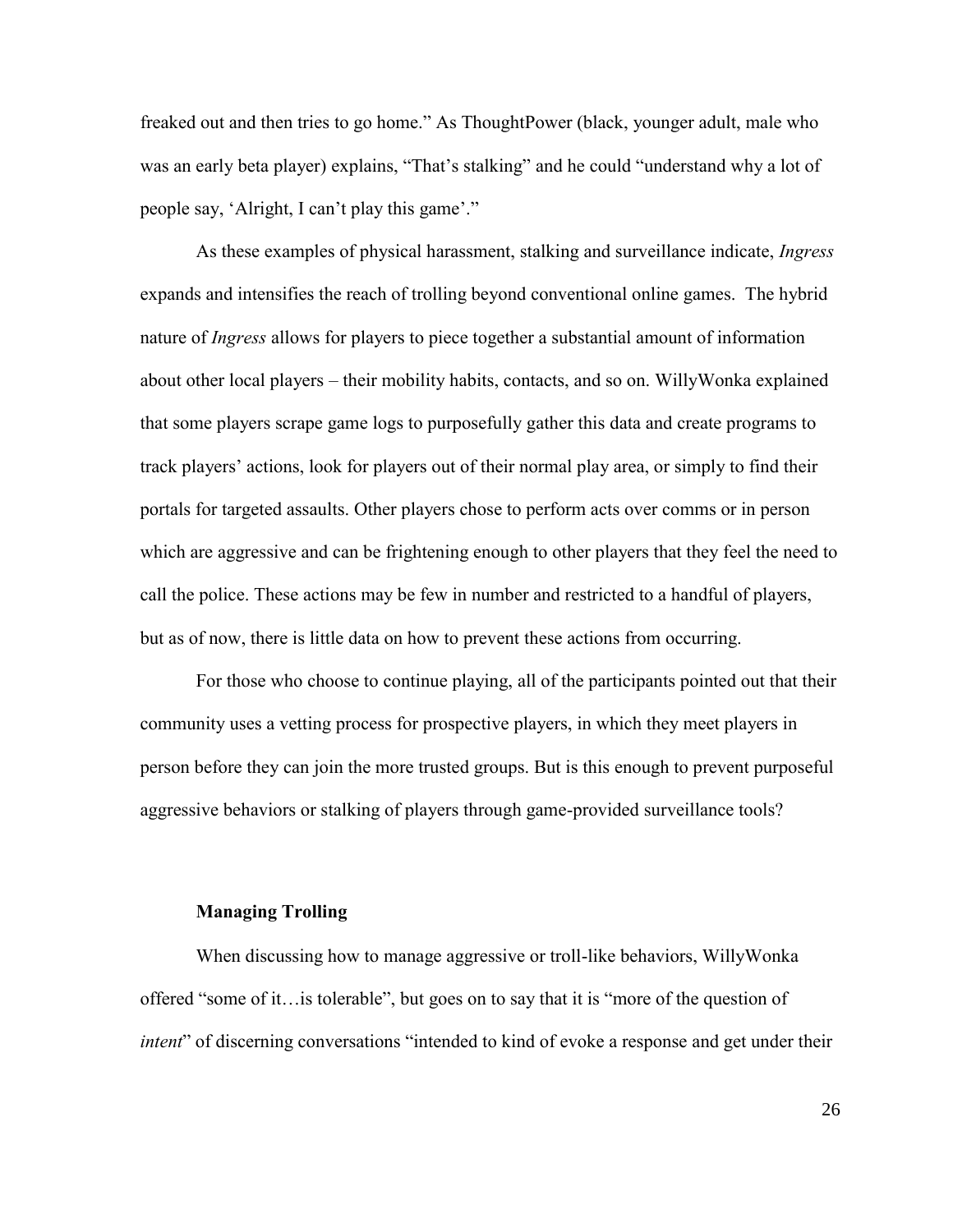freaked out and then tries to go home." As ThoughtPower (black, younger adult, male who was an early beta player) explains, "That's stalking" and he could "understand why a lot of people say, 'Alright, I can't play this game'."

As these examples of physical harassment, stalking and surveillance indicate, *Ingress* expands and intensifies the reach of trolling beyond conventional online games. The hybrid nature of *Ingress* allows for players to piece together a substantial amount of information about other local players – their mobility habits, contacts, and so on. WillyWonka explained that some players scrape game logs to purposefully gather this data and create programs to track players' actions, look for players out of their normal play area, or simply to find their portals for targeted assaults. Other players chose to perform acts over comms or in person which are aggressive and can be frightening enough to other players that they feel the need to call the police. These actions may be few in number and restricted to a handful of players, but as of now, there is little data on how to prevent these actions from occurring.

For those who choose to continue playing, all of the participants pointed out that their community uses a vetting process for prospective players, in which they meet players in person before they can join the more trusted groups. But is this enough to prevent purposeful aggressive behaviors or stalking of players through game-provided surveillance tools?

### Managing Trolling

When discussing how to manage aggressive or troll-like behaviors, WillyWonka offered "some of it…is tolerable", but goes on to say that it is "more of the question of *intent*" of discerning conversations "intended to kind of evoke a response and get under their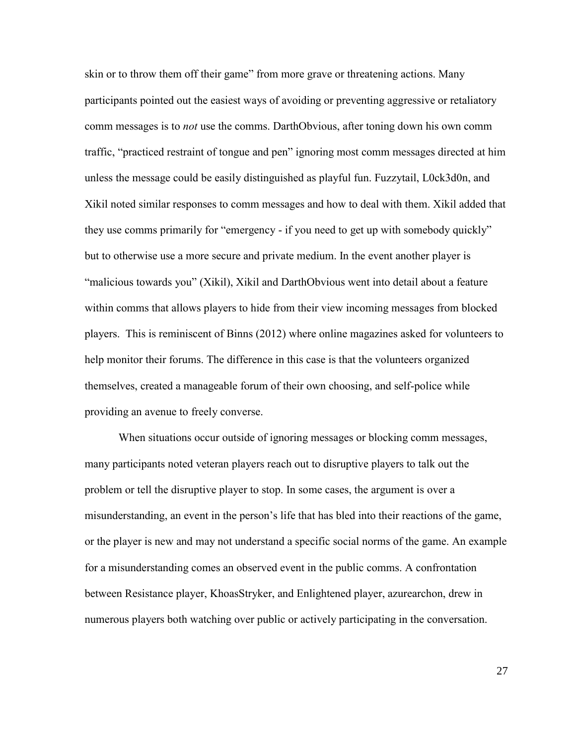skin or to throw them off their game" from more grave or threatening actions. Many participants pointed out the easiest ways of avoiding or preventing aggressive or retaliatory comm messages is to *not* use the comms. DarthObvious, after toning down his own comm traffic, "practiced restraint of tongue and pen" ignoring most comm messages directed at him unless the message could be easily distinguished as playful fun. Fuzzytail, L0ck3d0n, and Xikil noted similar responses to comm messages and how to deal with them. Xikil added that they use comms primarily for "emergency - if you need to get up with somebody quickly" but to otherwise use a more secure and private medium. In the event another player is "malicious towards you" (Xikil), Xikil and DarthObvious went into detail about a feature within comms that allows players to hide from their view incoming messages from blocked players. This is reminiscent of Binns (2012) where online magazines asked for volunteers to help monitor their forums. The difference in this case is that the volunteers organized themselves, created a manageable forum of their own choosing, and self-police while providing an avenue to freely converse.

When situations occur outside of ignoring messages or blocking comm messages, many participants noted veteran players reach out to disruptive players to talk out the problem or tell the disruptive player to stop. In some cases, the argument is over a misunderstanding, an event in the person's life that has bled into their reactions of the game, or the player is new and may not understand a specific social norms of the game. An example for a misunderstanding comes an observed event in the public comms. A confrontation between Resistance player, KhoasStryker, and Enlightened player, azurearchon, drew in numerous players both watching over public or actively participating in the conversation.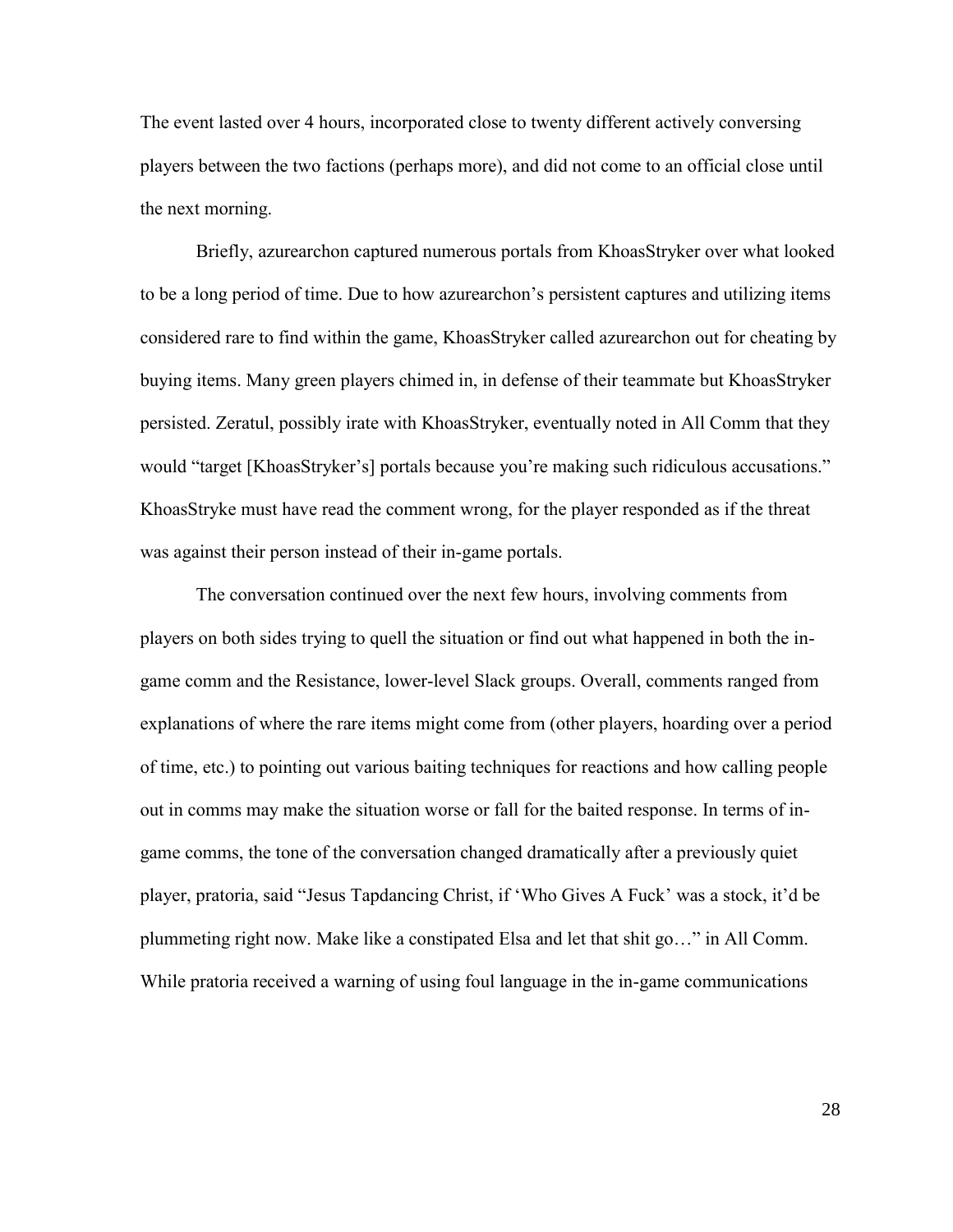The event lasted over 4 hours, incorporated close to twenty different actively conversing players between the two factions (perhaps more), and did not come to an official close until the next morning.

Briefly, azurearchon captured numerous portals from KhoasStryker over what looked to be a long period of time. Due to how azurearchon's persistent captures and utilizing items considered rare to find within the game, KhoasStryker called azurearchon out for cheating by buying items. Many green players chimed in, in defense of their teammate but KhoasStryker persisted. Zeratul, possibly irate with KhoasStryker, eventually noted in All Comm that they would "target [KhoasStryker's] portals because you're making such ridiculous accusations." KhoasStryke must have read the comment wrong, for the player responded as if the threat was against their person instead of their in-game portals.

The conversation continued over the next few hours, involving comments from players on both sides trying to quell the situation or find out what happened in both the in-game comm and the Resistance, lower-level Slack groups. Overall, comments ranged from explanations of where the rare items might come from (other players, hoarding over a period of time, etc.) to pointing out various baiting techniques for reactions and how calling people out in comms may make the situation worse or fall for the baited response. In terms of in-game comms, the tone of the conversation changed dramatically after a previously quiet player, pratoria, said "Jesus Tapdancing Christ, if 'Who Gives A Fuck' was a stock, it'd be plummeting right now. Make like a constipated Elsa and let that shit go…" in All Comm. While pratoria received a warning of using foul language in the in-game communications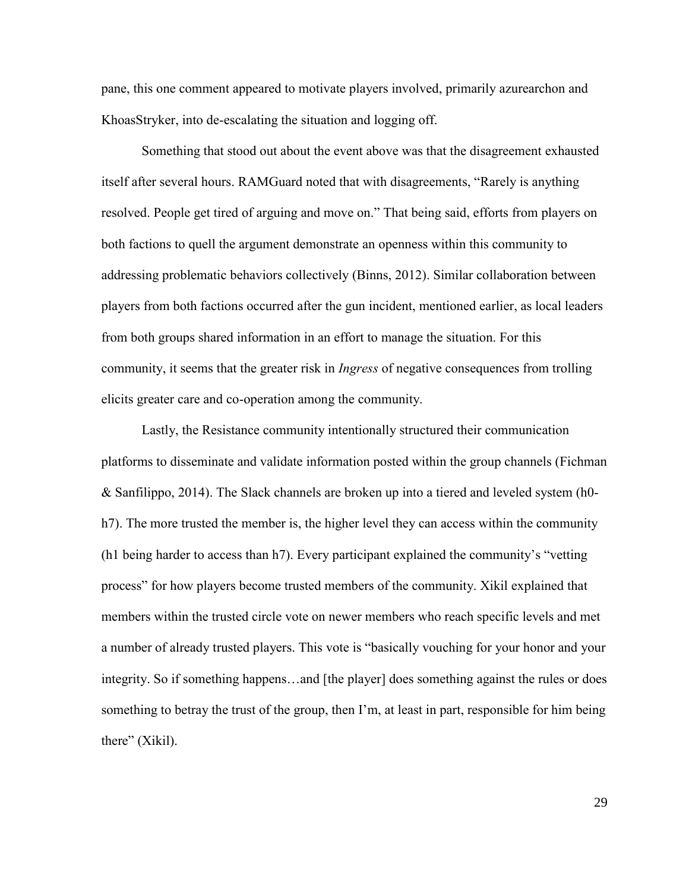pane, this one comment appeared to motivate players involved, primarily azurearchon and KhoasStryker, into de-escalating the situation and logging off.

Something that stood out about the event above was that the disagreement exhausted itself after several hours. RAMGuard noted that with disagreements, "Rarely is anything resolved. People get tired of arguing and move on." That being said, efforts from players on both factions to quell the argument demonstrate an openness within this community to addressing problematic behaviors collectively (Binns, 2012). Similar collaboration between players from both factions occurred after the gun incident, mentioned earlier, as local leaders from both groups shared information in an effort to manage the situation. For this community, it seems that the greater risk in *Ingress* of negative consequences from trolling elicits greater care and co-operation among the community.

Lastly, the Resistance community intentionally structured their communication platforms to disseminate and validate information posted within the group channels (Fichman & Sanfilippo, 2014). The Slack channels are broken up into a tiered and leveled system (h0-h7). The more trusted the member is, the higher level they can access within the community (h1 being harder to access than h7). Every participant explained the community's "vetting process" for how players become trusted members of the community. Xikil explained that members within the trusted circle vote on newer members who reach specific levels and met a number of already trusted players. This vote is "basically vouching for your honor and your integrity. So if something happens…and [the player] does something against the rules or does something to betray the trust of the group, then I'm, at least in part, responsible for him being there" (Xikil).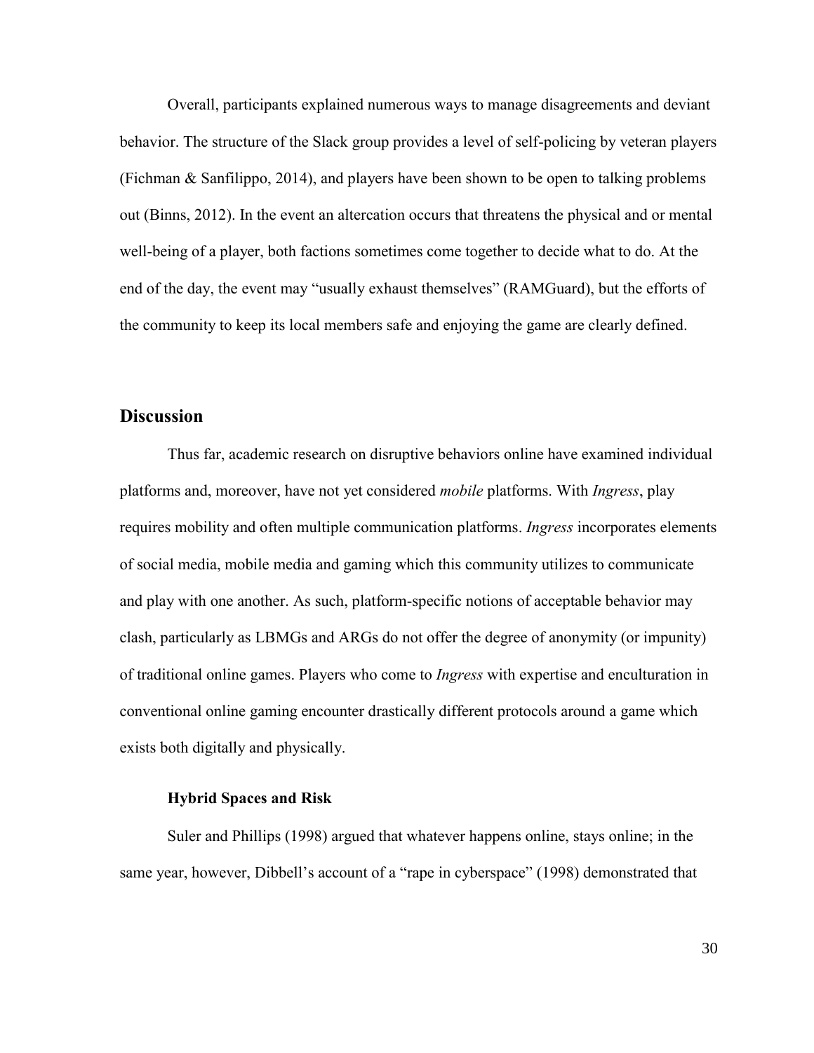Overall, participants explained numerous ways to manage disagreements and deviant behavior. The structure of the Slack group provides a level of self-policing by veteran players (Fichman & Sanfilippo, 2014), and players have been shown to be open to talking problems out (Binns, 2012). In the event an altercation occurs that threatens the physical and or mental well-being of a player, both factions sometimes come together to decide what to do. At the end of the day, the event may "usually exhaust themselves" (RAMGuard), but the efforts of the community to keep its local members safe and enjoying the game are clearly defined.

## Discussion

Thus far, academic research on disruptive behaviors online have examined individual platforms and, moreover, have not yet considered *mobile* platforms. With *Ingress*, play requires mobility and often multiple communication platforms. *Ingress* incorporates elements of social media, mobile media and gaming which this community utilizes to communicate and play with one another. As such, platform-specific notions of acceptable behavior may clash, particularly as LBMGs and ARGs do not offer the degree of anonymity (or impunity) of traditional online games. Players who come to *Ingress* with expertise and enculturation in conventional online gaming encounter drastically different protocols around a game which exists both digitally and physically.

### Hybrid Spaces and Risk

Suler and Phillips (1998) argued that whatever happens online, stays online; in the same year, however, Dibbell's account of a "rape in cyberspace" (1998) demonstrated that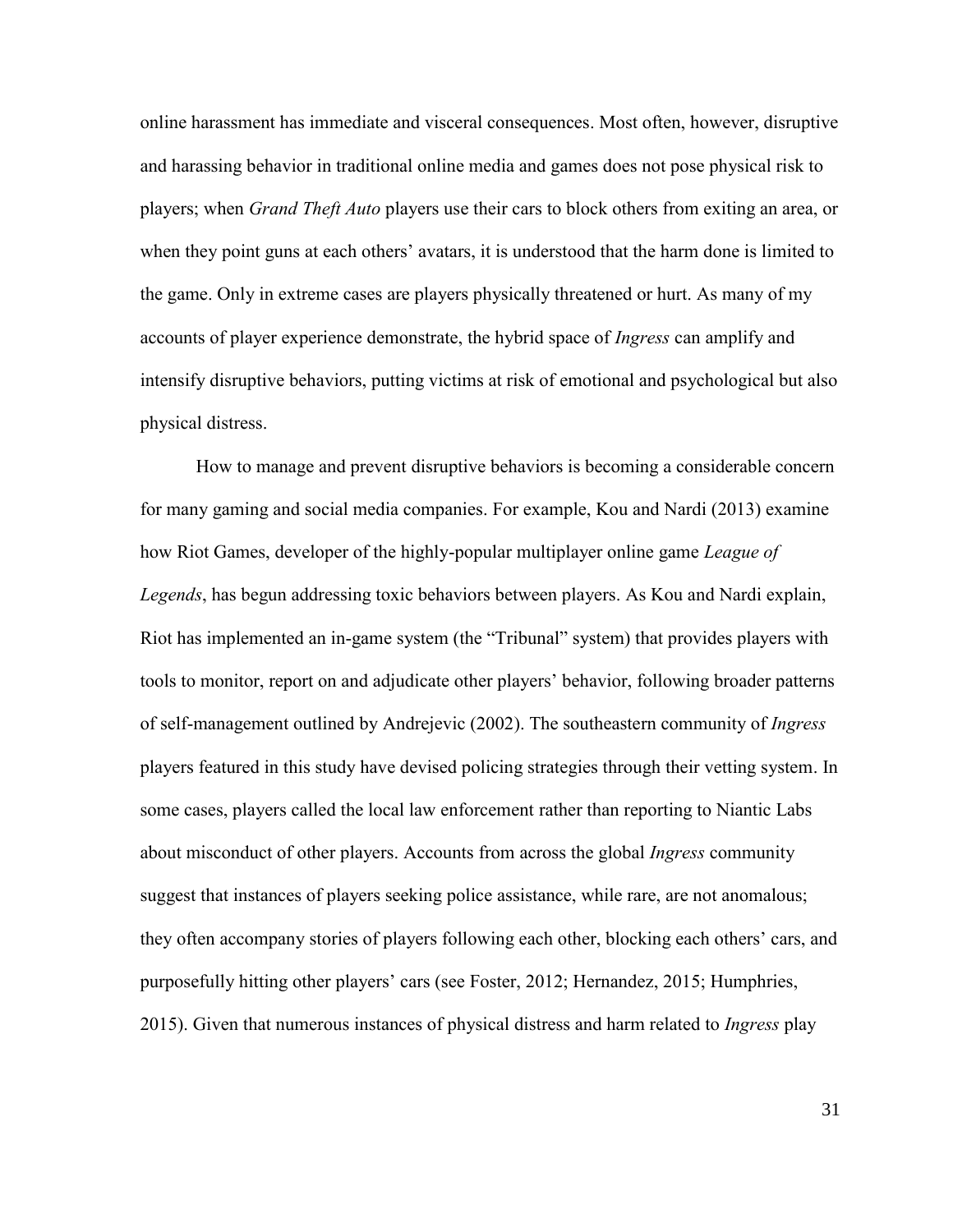online harassment has immediate and visceral consequences. Most often, however, disruptive and harassing behavior in traditional online media and games does not pose physical risk to players; when *Grand Theft Auto* players use their cars to block others from exiting an area, or when they point guns at each others' avatars, it is understood that the harm done is limited to the game. Only in extreme cases are players physically threatened or hurt. As many of my accounts of player experience demonstrate, the hybrid space of *Ingress* can amplify and intensify disruptive behaviors, putting victims at risk of emotional and psychological but also physical distress.

How to manage and prevent disruptive behaviors is becoming a considerable concern for many gaming and social media companies. For example, Kou and Nardi (2013) examine how Riot Games, developer of the highly-popular multiplayer online game *League of Legends*, has begun addressing toxic behaviors between players. As Kou and Nardi explain, Riot has implemented an in-game system (the "Tribunal" system) that provides players with tools to monitor, report on and adjudicate other players' behavior, following broader patterns of self-management outlined by Andrejevic (2002). The southeastern community of *Ingress* players featured in this study have devised policing strategies through their vetting system. In some cases, players called the local law enforcement rather than reporting to Niantic Labs about misconduct of other players. Accounts from across the global *Ingress* community suggest that instances of players seeking police assistance, while rare, are not anomalous; they often accompany stories of players following each other, blocking each others' cars, and purposefully hitting other players' cars (see Foster, 2012; Hernandez, 2015; Humphries, 2015). Given that numerous instances of physical distress and harm related to *Ingress* play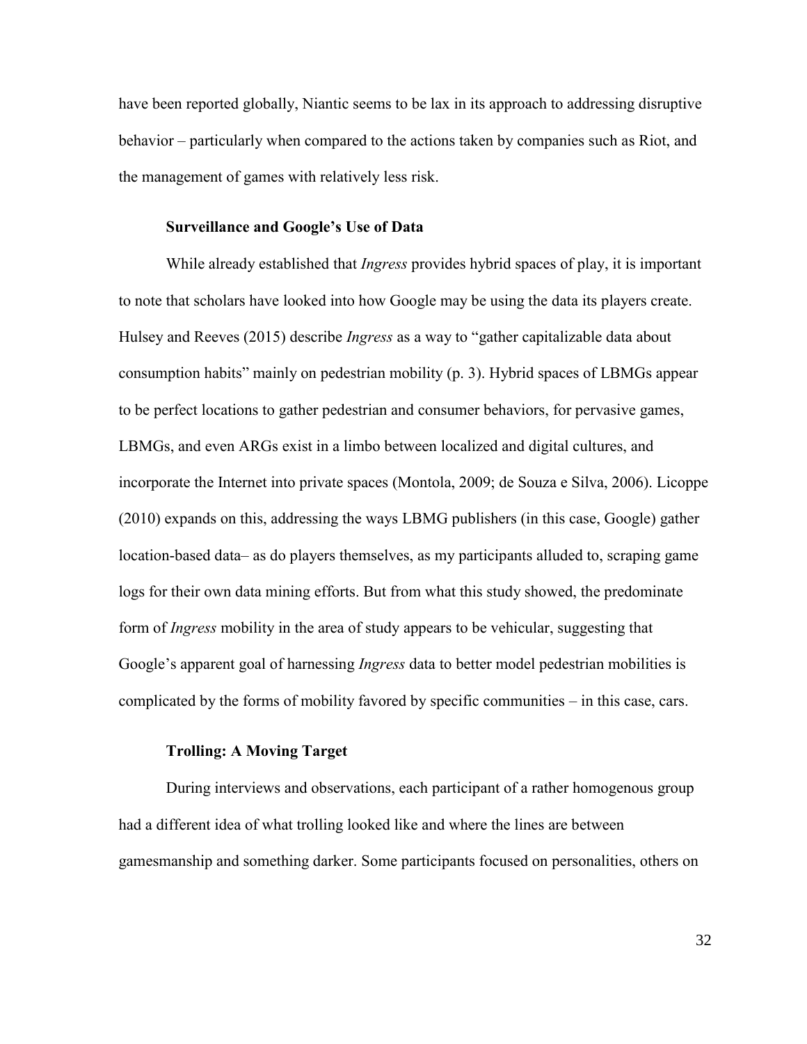have been reported globally, Niantic seems to be lax in its approach to addressing disruptive behavior – particularly when compared to the actions taken by companies such as Riot, and the management of games with relatively less risk.

### Surveillance and Google's Use of Data

While already established that *Ingress* provides hybrid spaces of play, it is important to note that scholars have looked into how Google may be using the data its players create. Hulsey and Reeves (2015) describe *Ingress* as a way to "gather capitalizable data about consumption habits" mainly on pedestrian mobility (p. 3). Hybrid spaces of LBMGs appear to be perfect locations to gather pedestrian and consumer behaviors, for pervasive games, LBMGs, and even ARGs exist in a limbo between localized and digital cultures, and incorporate the Internet into private spaces (Montola, 2009; de Souza e Silva, 2006). Licoppe (2010) expands on this, addressing the ways LBMG publishers (in this case, Google) gather location-based data– as do players themselves, as my participants alluded to, scraping game logs for their own data mining efforts. But from what this study showed, the predominate form of *Ingress* mobility in the area of study appears to be vehicular, suggesting that Google's apparent goal of harnessing *Ingress* data to better model pedestrian mobilities is complicated by the forms of mobility favored by specific communities – in this case, cars.

### Trolling: A Moving Target

During interviews and observations, each participant of a rather homogenous group had a different idea of what trolling looked like and where the lines are between gamesmanship and something darker. Some participants focused on personalities, others on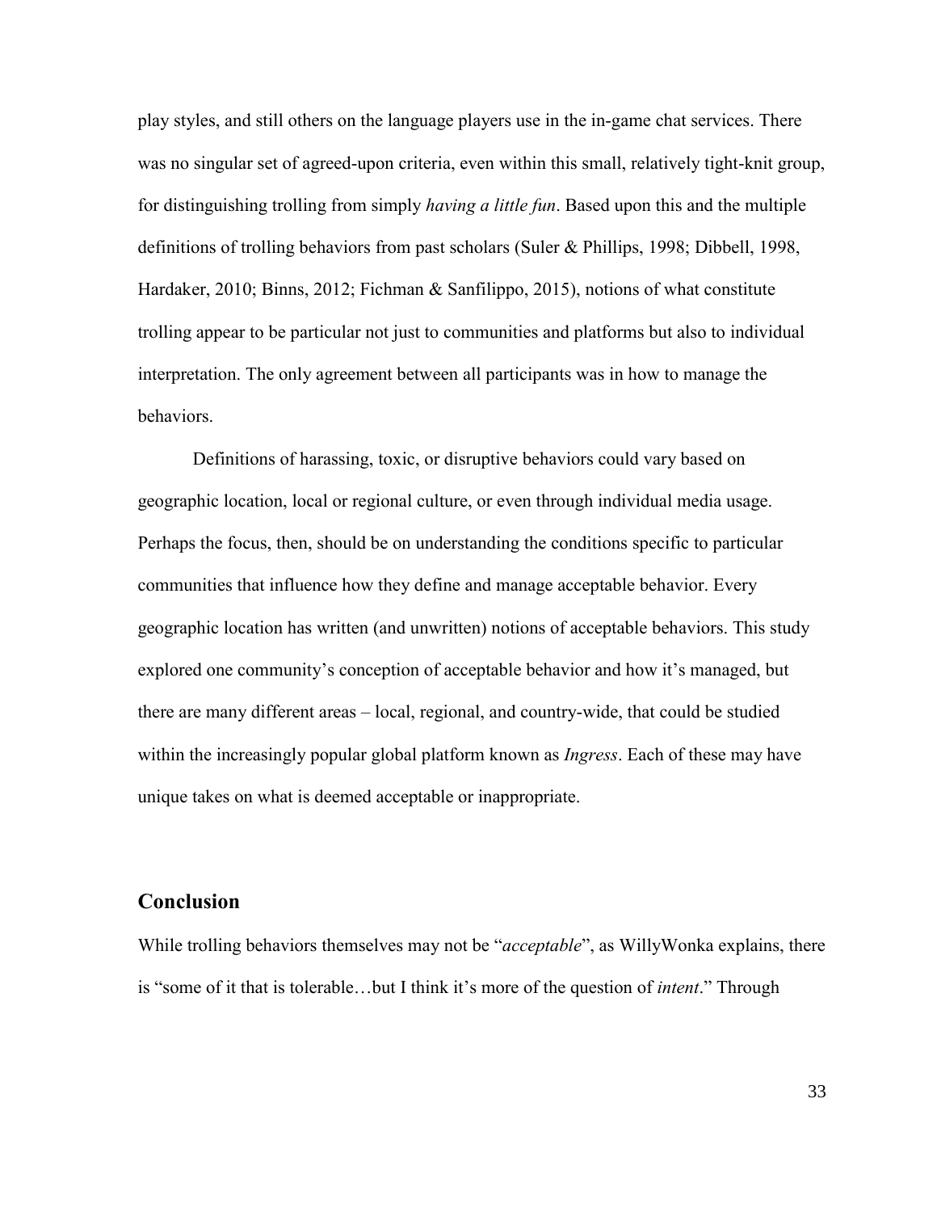play styles, and still others on the language players use in the in-game chat services. There was no singular set of agreed-upon criteria, even within this small, relatively tight-knit group, for distinguishing trolling from simply *having a little fun*. Based upon this and the multiple definitions of trolling behaviors from past scholars (Suler & Phillips, 1998; Dibbell, 1998, Hardaker, 2010; Binns, 2012; Fichman & Sanfilippo, 2015), notions of what constitute trolling appear to be particular not just to communities and platforms but also to individual interpretation. The only agreement between all participants was in how to manage the behaviors.

Definitions of harassing, toxic, or disruptive behaviors could vary based on geographic location, local or regional culture, or even through individual media usage. Perhaps the focus, then, should be on understanding the conditions specific to particular communities that influence how they define and manage acceptable behavior. Every geographic location has written (and unwritten) notions of acceptable behaviors. This study explored one community's conception of acceptable behavior and how it's managed, but there are many different areas – local, regional, and country-wide, that could be studied within the increasingly popular global platform known as *Ingress*. Each of these may have unique takes on what is deemed acceptable or inappropriate.

## Conclusion

While trolling behaviors themselves may not be "*acceptable*", as WillyWonka explains, there is "some of it that is tolerable…but I think it's more of the question of *intent*." Through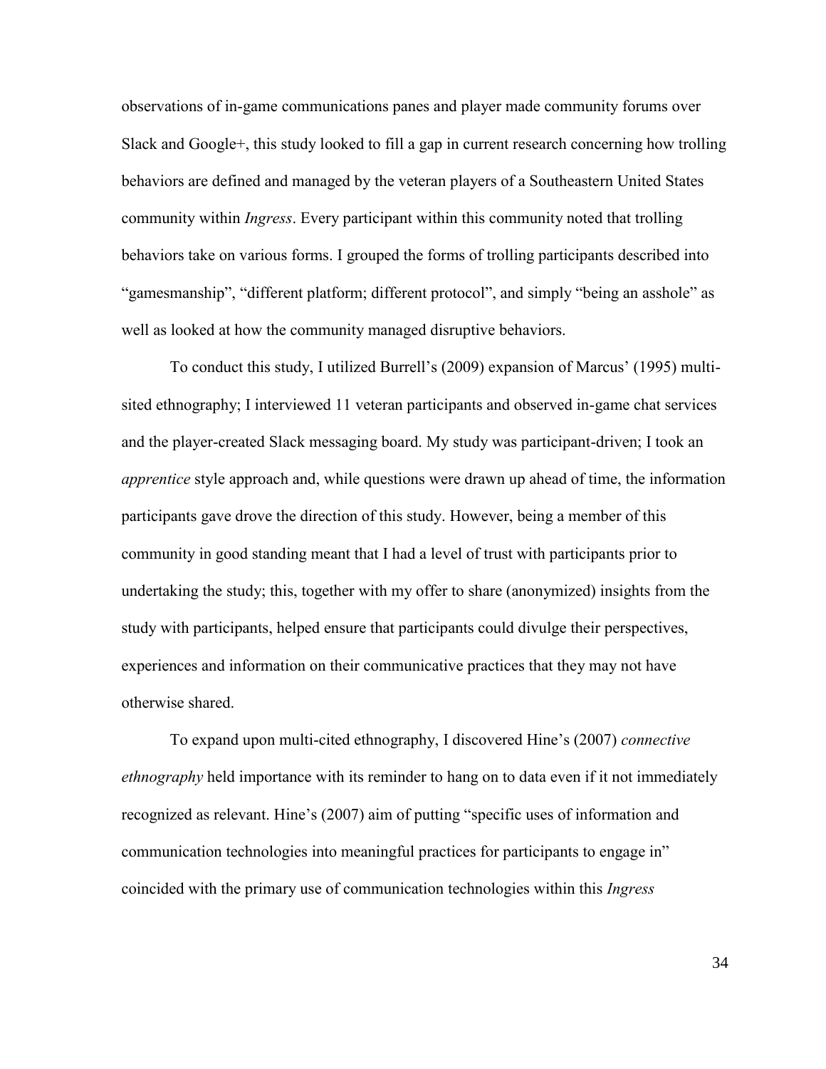observations of in-game communications panes and player made community forums over Slack and Google+, this study looked to fill a gap in current research concerning how trolling behaviors are defined and managed by the veteran players of a Southeastern United States community within *Ingress*. Every participant within this community noted that trolling behaviors take on various forms. I grouped the forms of trolling participants described into "gamesmanship", "different platform; different protocol", and simply "being an asshole" as well as looked at how the community managed disruptive behaviors.

To conduct this study, I utilized Burrell's (2009) expansion of Marcus' (1995) multi-sited ethnography; I interviewed 11 veteran participants and observed in-game chat services and the player-created Slack messaging board. My study was participant-driven; I took an *apprentice* style approach and, while questions were drawn up ahead of time, the information participants gave drove the direction of this study. However, being a member of this community in good standing meant that I had a level of trust with participants prior to undertaking the study; this, together with my offer to share (anonymized) insights from the study with participants, helped ensure that participants could divulge their perspectives, experiences and information on their communicative practices that they may not have otherwise shared.

To expand upon multi-cited ethnography, I discovered Hine's (2007) *connective ethnography* held importance with its reminder to hang on to data even if it not immediately recognized as relevant. Hine's (2007) aim of putting "specific uses of information and communication technologies into meaningful practices for participants to engage in" coincided with the primary use of communication technologies within this *Ingress*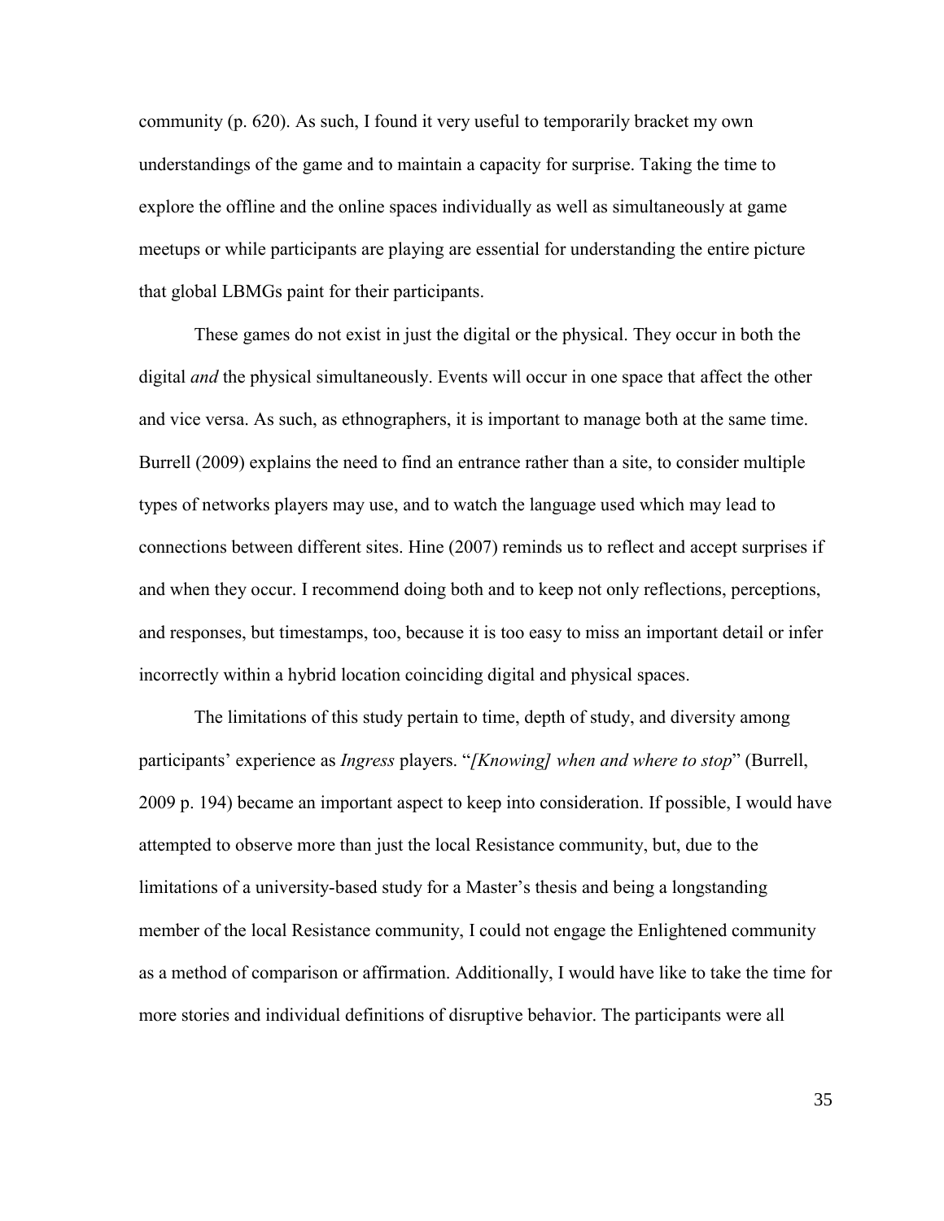community (p. 620). As such, I found it very useful to temporarily bracket my own understandings of the game and to maintain a capacity for surprise. Taking the time to explore the offline and the online spaces individually as well as simultaneously at game meetups or while participants are playing are essential for understanding the entire picture that global LBMGs paint for their participants.

These games do not exist in just the digital or the physical. They occur in both the digital *and* the physical simultaneously. Events will occur in one space that affect the other and vice versa. As such, as ethnographers, it is important to manage both at the same time. Burrell (2009) explains the need to find an entrance rather than a site, to consider multiple types of networks players may use, and to watch the language used which may lead to connections between different sites. Hine (2007) reminds us to reflect and accept surprises if and when they occur. I recommend doing both and to keep not only reflections, perceptions, and responses, but timestamps, too, because it is too easy to miss an important detail or infer incorrectly within a hybrid location coinciding digital and physical spaces.

The limitations of this study pertain to time, depth of study, and diversity among participants' experience as *Ingress* players. "*[Knowing] when and where to stop*" (Burrell, 2009 p. 194) became an important aspect to keep into consideration. If possible, I would have attempted to observe more than just the local Resistance community, but, due to the limitations of a university-based study for a Master's thesis and being a longstanding member of the local Resistance community, I could not engage the Enlightened community as a method of comparison or affirmation. Additionally, I would have like to take the time for more stories and individual definitions of disruptive behavior. The participants were all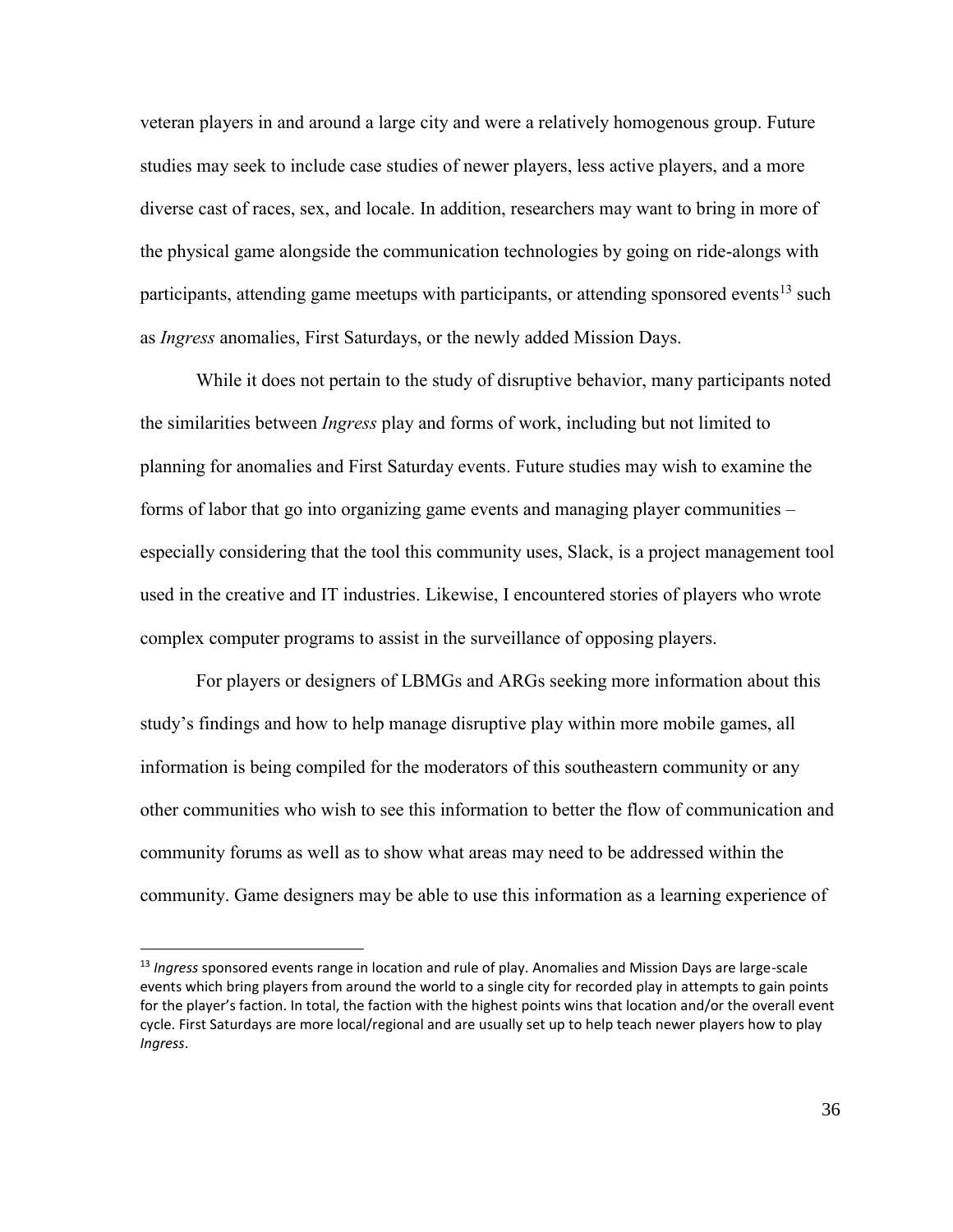veteran players in and around a large city and were a relatively homogenous group. Future studies may seek to include case studies of newer players, less active players, and a more diverse cast of races, sex, and locale. In addition, researchers may want to bring in more of the physical game alongside the communication technologies by going on ride-alongs with participants, attending game meetups with participants, or attending sponsored events[13] such as *Ingress* anomalies, First Saturdays, or the newly added Mission Days.

While it does not pertain to the study of disruptive behavior, many participants noted the similarities between *Ingress* play and forms of work, including but not limited to planning for anomalies and First Saturday events. Future studies may wish to examine the forms of labor that go into organizing game events and managing player communities – especially considering that the tool this community uses, Slack, is a project management tool used in the creative and IT industries. Likewise, I encountered stories of players who wrote complex computer programs to assist in the surveillance of opposing players.

For players or designers of LBMGs and ARGs seeking more information about this study's findings and how to help manage disruptive play within more mobile games, all information is being compiled for the moderators of this southeastern community or any other communities who wish to see this information to better the flow of communication and community forums as well as to show what areas may need to be addressed within the community. Game designers may be able to use this information as a learning experience of

---

[13] *Ingress* sponsored events range in location and rule of play. Anomalies and Mission Days are large-scale events which bring players from around the world to a single city for recorded play in attempts to gain points for the player's faction. In total, the faction with the highest points wins that location and/or the overall event cycle. First Saturdays are more local/regional and are usually set up to help teach newer players how to play *Ingress*.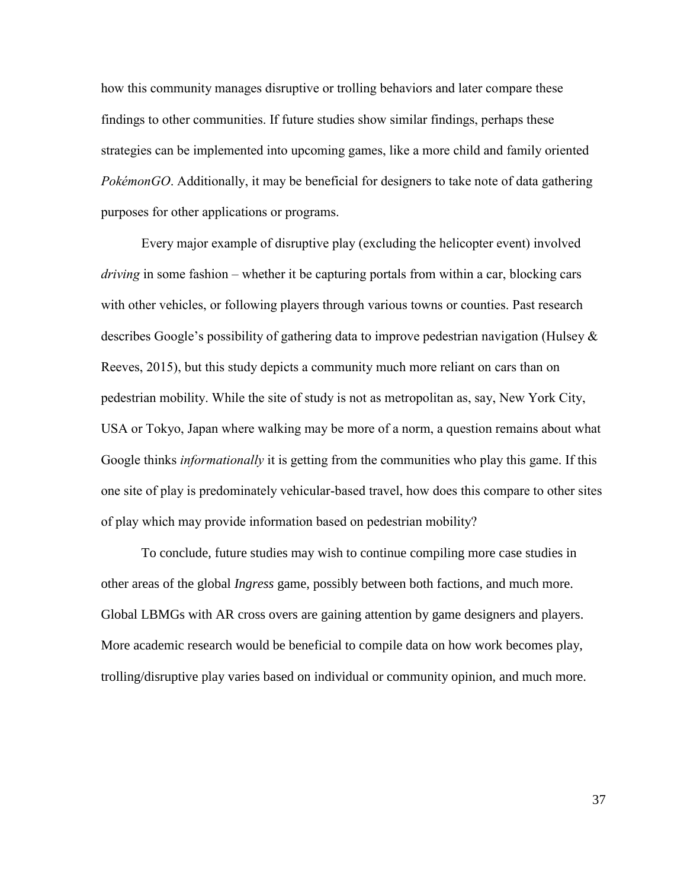how this community manages disruptive or trolling behaviors and later compare these findings to other communities. If future studies show similar findings, perhaps these strategies can be implemented into upcoming games, like a more child and family oriented *PokémonGO*. Additionally, it may be beneficial for designers to take note of data gathering purposes for other applications or programs.

Every major example of disruptive play (excluding the helicopter event) involved *driving* in some fashion – whether it be capturing portals from within a car, blocking cars with other vehicles, or following players through various towns or counties. Past research describes Google's possibility of gathering data to improve pedestrian navigation (Hulsey & Reeves, 2015), but this study depicts a community much more reliant on cars than on pedestrian mobility. While the site of study is not as metropolitan as, say, New York City, USA or Tokyo, Japan where walking may be more of a norm, a question remains about what Google thinks *informationally* it is getting from the communities who play this game. If this one site of play is predominately vehicular-based travel, how does this compare to other sites of play which may provide information based on pedestrian mobility?

To conclude, future studies may wish to continue compiling more case studies in other areas of the global *Ingress* game, possibly between both factions, and much more. Global LBMGs with AR cross overs are gaining attention by game designers and players. More academic research would be beneficial to compile data on how work becomes play, trolling/disruptive play varies based on individual or community opinion, and much more.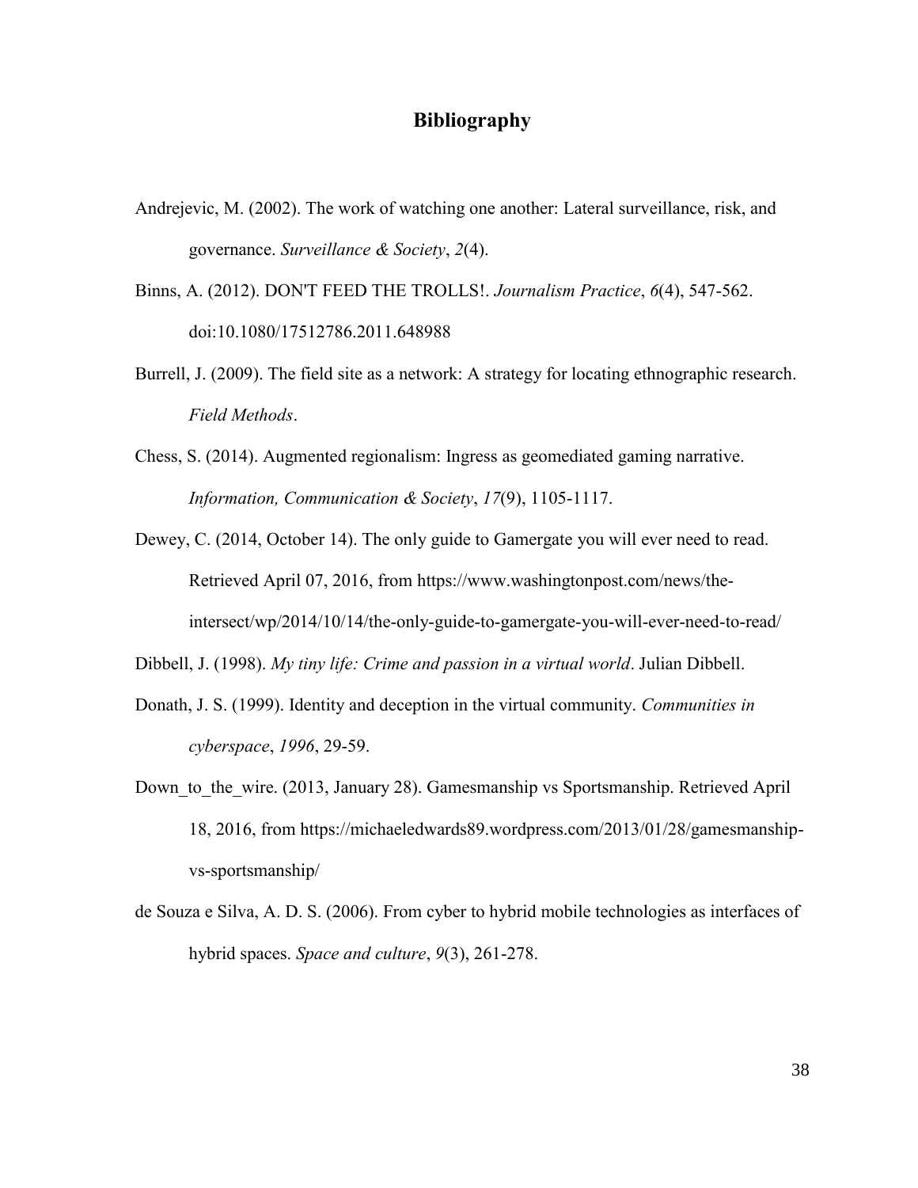# Bibliography

Andrejevic, M. (2002). The work of watching one another: Lateral surveillance, risk, and governance. *Surveillance & Society*, *2*(4).

Binns, A. (2012). DON'T FEED THE TROLLS!. *Journalism Practice*, *6*(4), 547-562. doi:10.1080/17512786.2011.648988

Burrell, J. (2009). The field site as a network: A strategy for locating ethnographic research. *Field Methods*.

Chess, S. (2014). Augmented regionalism: Ingress as geomediated gaming narrative. *Information, Communication & Society*, *17*(9), 1105-1117.

Dewey, C. (2014, October 14). The only guide to Gamergate you will ever need to read. Retrieved April 07, 2016, from https://www.washingtonpost.com/news/the-intersect/wp/2014/10/14/the-only-guide-to-gamergate-you-will-ever-need-to-read/

Dibbell, J. (1998). *My tiny life: Crime and passion in a virtual world*. Julian Dibbell.

Donath, J. S. (1999). Identity and deception in the virtual community. *Communities in cyberspace*, *1996*, 29-59.

Down_to_the_wire. (2013, January 28). Gamesmanship vs Sportsmanship. Retrieved April 18, 2016, from https://michaeledwards89.wordpress.com/2013/01/28/gamesmanship-vs-sportsmanship/

de Souza e Silva, A. D. S. (2006). From cyber to hybrid mobile technologies as interfaces of hybrid spaces. *Space and culture*, *9*(3), 261-278.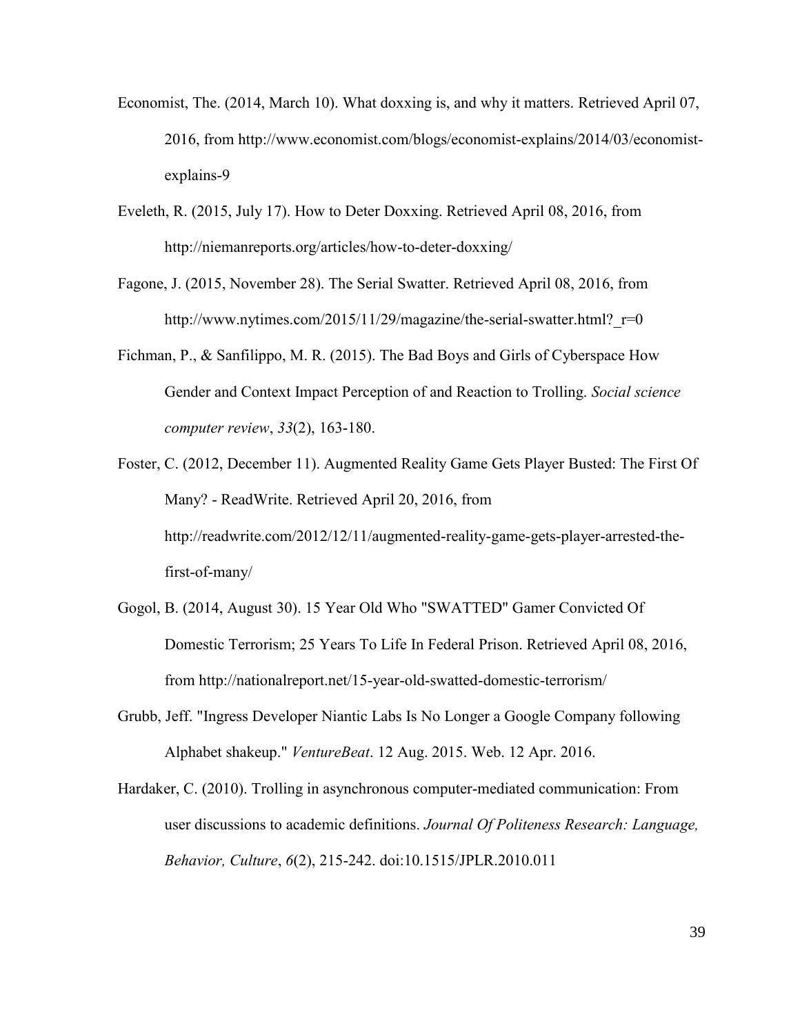Economist, The. (2014, March 10). What doxxing is, and why it matters. Retrieved April 07, 2016, from http://www.economist.com/blogs/economist-explains/2014/03/economist-explains-9

Eveleth, R. (2015, July 17). How to Deter Doxxing. Retrieved April 08, 2016, from http://niemanreports.org/articles/how-to-deter-doxxing/

Fagone, J. (2015, November 28). The Serial Swatter. Retrieved April 08, 2016, from http://www.nytimes.com/2015/11/29/magazine/the-serial-swatter.html?_r=0

Fichman, P., & Sanfilippo, M. R. (2015). The Bad Boys and Girls of Cyberspace How Gender and Context Impact Perception of and Reaction to Trolling. *Social science computer review*, *33*(2), 163-180.

Foster, C. (2012, December 11). Augmented Reality Game Gets Player Busted: The First Of Many? - ReadWrite. Retrieved April 20, 2016, from http://readwrite.com/2012/12/11/augmented-reality-game-gets-player-arrested-the-first-of-many/

Gogol, B. (2014, August 30). 15 Year Old Who "SWATTED" Gamer Convicted Of Domestic Terrorism; 25 Years To Life In Federal Prison. Retrieved April 08, 2016, from http://nationalreport.net/15-year-old-swatted-domestic-terrorism/

Grubb, Jeff. "Ingress Developer Niantic Labs Is No Longer a Google Company following Alphabet shakeup." *VentureBeat*. 12 Aug. 2015. Web. 12 Apr. 2016.

Hardaker, C. (2010). Trolling in asynchronous computer-mediated communication: From user discussions to academic definitions. *Journal Of Politeness Research: Language, Behavior, Culture*, *6*(2), 215-242. doi:10.1515/JPLR.2010.011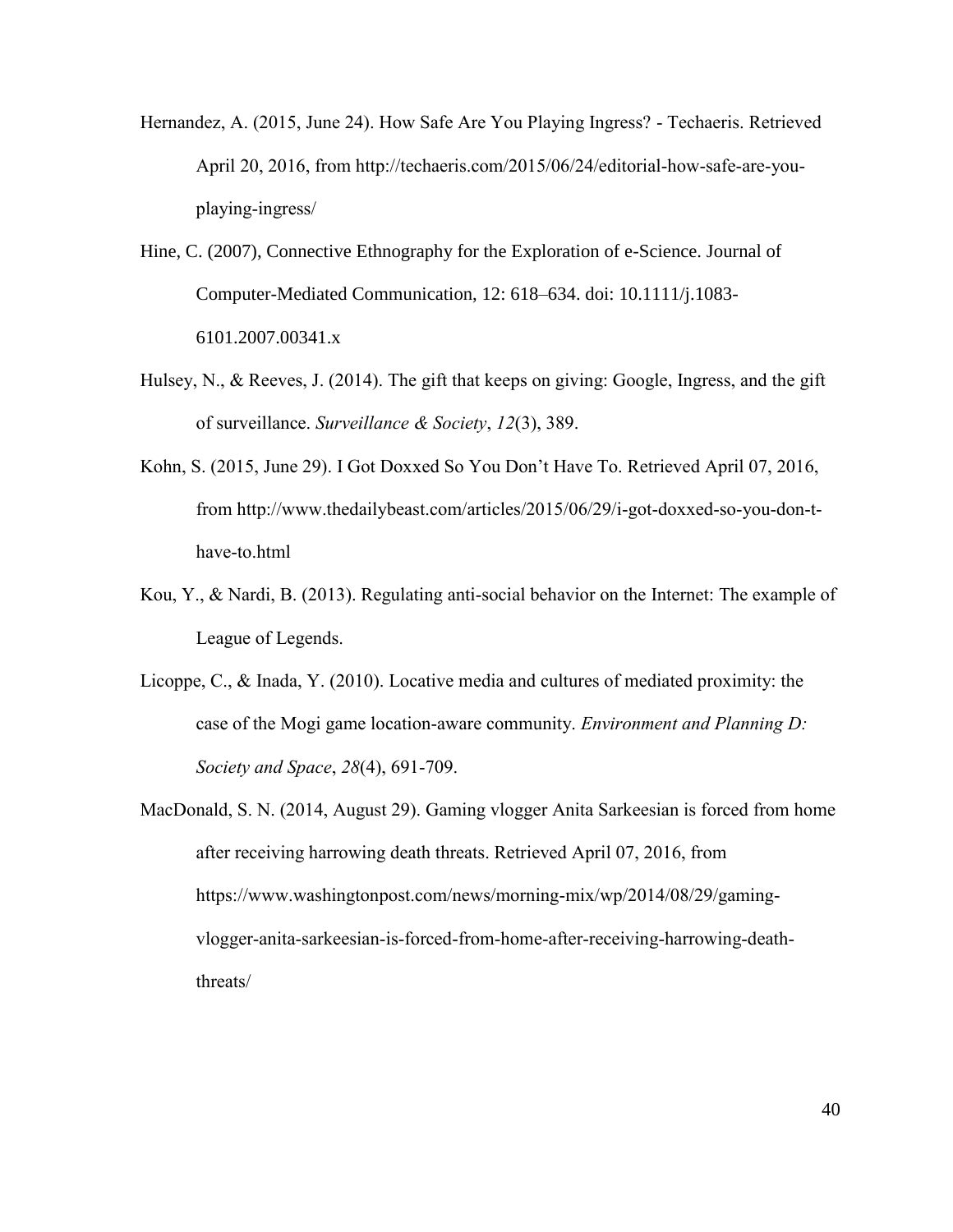Hernandez, A. (2015, June 24). How Safe Are You Playing Ingress? - Techaeris. Retrieved April 20, 2016, from http://techaeris.com/2015/06/24/editorial-how-safe-are-you-playing-ingress/

Hine, C. (2007), Connective Ethnography for the Exploration of e-Science. Journal of Computer-Mediated Communication, 12: 618–634. doi: 10.1111/j.1083-6101.2007.00341.x

Hulsey, N., & Reeves, J. (2014). The gift that keeps on giving: Google, Ingress, and the gift of surveillance. *Surveillance & Society*, *12*(3), 389.

Kohn, S. (2015, June 29). I Got Doxxed So You Don't Have To. Retrieved April 07, 2016, from http://www.thedailybeast.com/articles/2015/06/29/i-got-doxxed-so-you-don-t-have-to.html

Kou, Y., & Nardi, B. (2013). Regulating anti-social behavior on the Internet: The example of League of Legends.

Licoppe, C., & Inada, Y. (2010). Locative media and cultures of mediated proximity: the case of the Mogi game location-aware community. *Environment and Planning D: Society and Space*, *28*(4), 691-709.

MacDonald, S. N. (2014, August 29). Gaming vlogger Anita Sarkeesian is forced from home after receiving harrowing death threats. Retrieved April 07, 2016, from https://www.washingtonpost.com/news/morning-mix/wp/2014/08/29/gaming-vlogger-anita-sarkeesian-is-forced-from-home-after-receiving-harrowing-death-threats/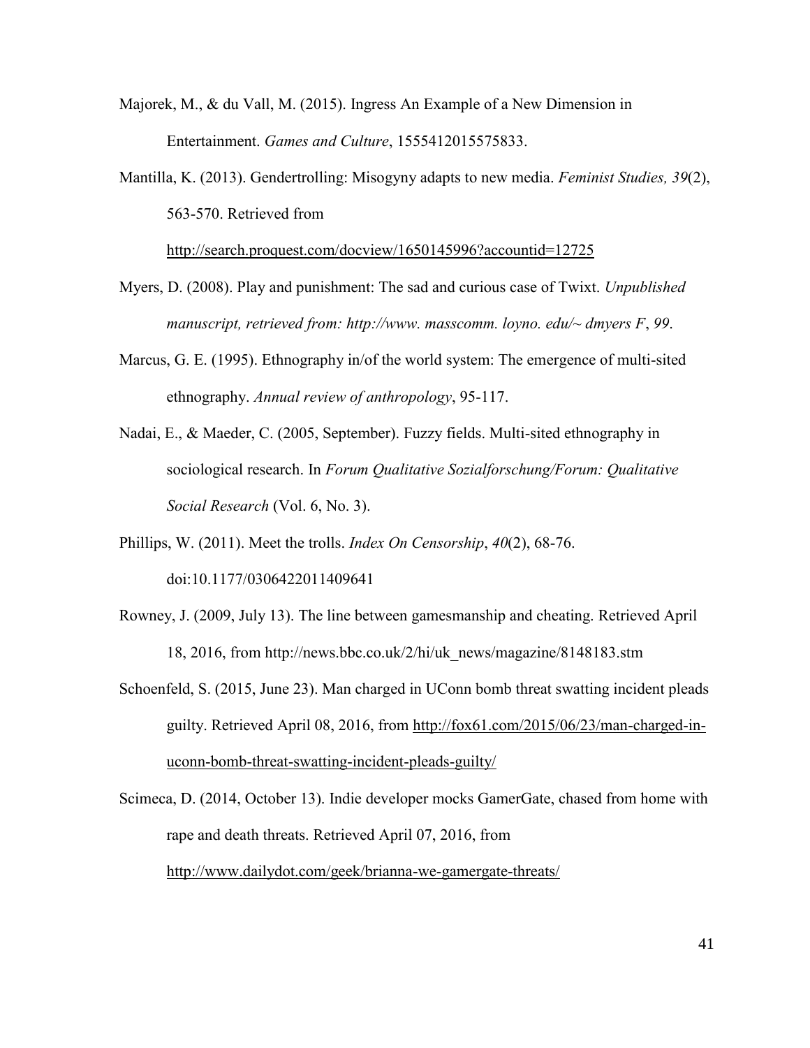Majorek, M., & du Vall, M. (2015). Ingress An Example of a New Dimension in Entertainment. *Games and Culture*, 1555412015575833.

Mantilla, K. (2013). Gendertrolling: Misogyny adapts to new media. *Feminist Studies, 39*(2), 563-570. Retrieved from http://search.proquest.com/docview/1650145996?accountid=12725

Myers, D. (2008). Play and punishment: The sad and curious case of Twixt. *Unpublished manuscript, retrieved from: http://www. masscomm. loyno. edu/~ dmyers F*, *99*.

Marcus, G. E. (1995). Ethnography in/of the world system: The emergence of multi-sited ethnography. *Annual review of anthropology*, 95-117.

Nadai, E., & Maeder, C. (2005, September). Fuzzy fields. Multi-sited ethnography in sociological research. In *Forum Qualitative Sozialforschung/Forum: Qualitative Social Research* (Vol. 6, No. 3).

Phillips, W. (2011). Meet the trolls. *Index On Censorship*, *40*(2), 68-76. doi:10.1177/0306422011409641

Rowney, J. (2009, July 13). The line between gamesmanship and cheating. Retrieved April 18, 2016, from http://news.bbc.co.uk/2/hi/uk_news/magazine/8148183.stm

Schoenfeld, S. (2015, June 23). Man charged in UConn bomb threat swatting incident pleads guilty. Retrieved April 08, 2016, from http://fox61.com/2015/06/23/man-charged-in-uconn-bomb-threat-swatting-incident-pleads-guilty/

Scimeca, D. (2014, October 13). Indie developer mocks GamerGate, chased from home with rape and death threats. Retrieved April 07, 2016, from http://www.dailydot.com/geek/brianna-we-gamergate-threats/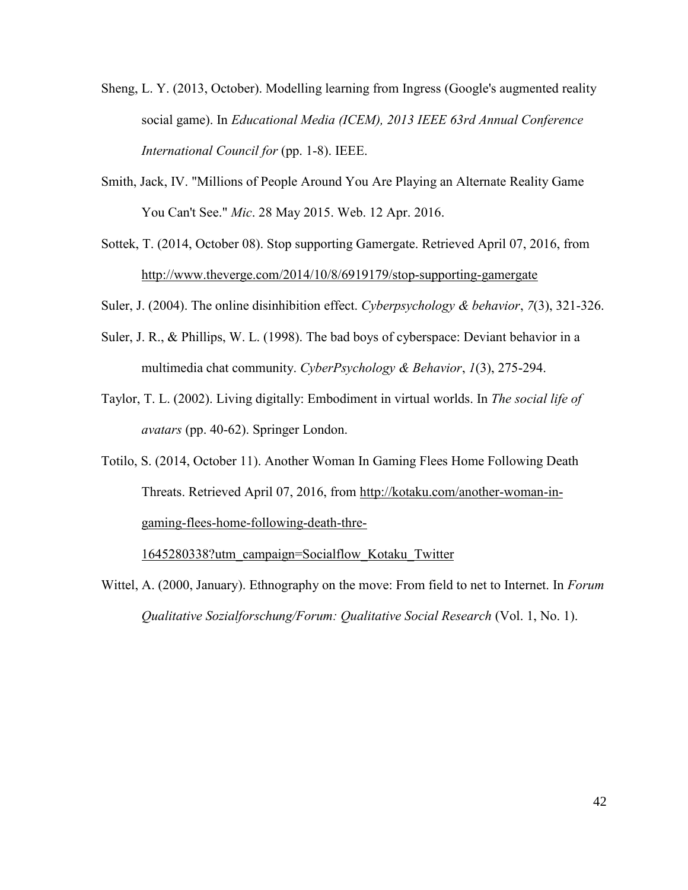Sheng, L. Y. (2013, October). Modelling learning from Ingress (Google's augmented reality social game). In *Educational Media (ICEM), 2013 IEEE 63rd Annual Conference International Council for* (pp. 1-8). IEEE.

Smith, Jack, IV. "Millions of People Around You Are Playing an Alternate Reality Game You Can't See." *Mic*. 28 May 2015. Web. 12 Apr. 2016.

Sottek, T. (2014, October 08). Stop supporting Gamergate. Retrieved April 07, 2016, from http://www.theverge.com/2014/10/8/6919179/stop-supporting-gamergate

Suler, J. (2004). The online disinhibition effect. *Cyberpsychology & behavior*, *7*(3), 321-326.

Suler, J. R., & Phillips, W. L. (1998). The bad boys of cyberspace: Deviant behavior in a multimedia chat community. *CyberPsychology & Behavior*, *1*(3), 275-294.

Taylor, T. L. (2002). Living digitally: Embodiment in virtual worlds. In *The social life of avatars* (pp. 40-62). Springer London.

Totilo, S. (2014, October 11). Another Woman In Gaming Flees Home Following Death Threats. Retrieved April 07, 2016, from http://kotaku.com/another-woman-in-gaming-flees-home-following-death-thre-1645280338?utm_campaign=Socialflow_Kotaku_Twitter

Wittel, A. (2000, January). Ethnography on the move: From field to net to Internet. In *Forum Qualitative Sozialforschung/Forum: Qualitative Social Research* (Vol. 1, No. 1).